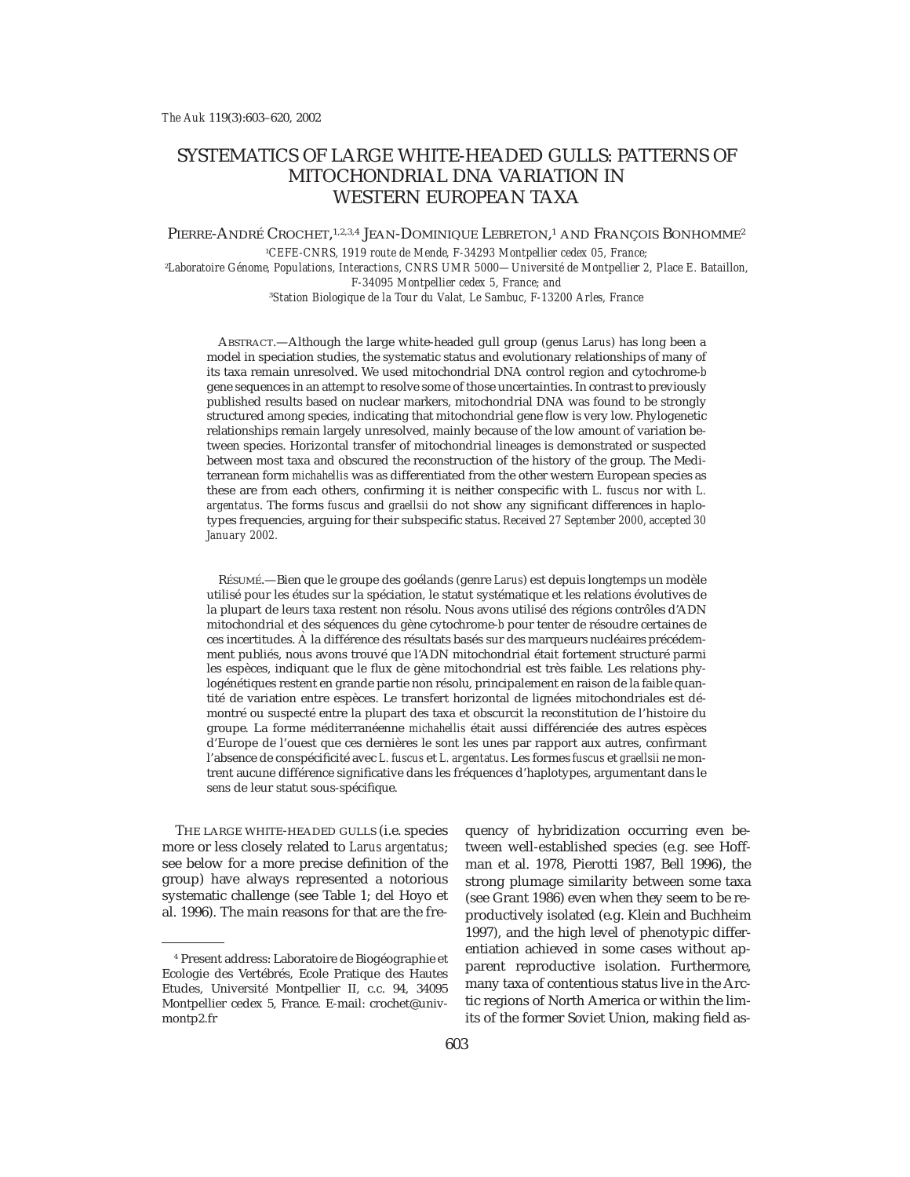# SYSTEMATICS OF LARGE WHITE-HEADED GULLS: PATTERNS OF MITOCHONDRIAL DNA VARIATION IN WESTERN EUROPEAN TAXA

Pierre-André Crochet,[1,2,3,4] Jean-Dominique Lebreton,[1] and François Bonhomme[2]

[1]*CEFE-CNRS, 1919 route de Mende, F-34293 Montpellier cedex 05, France;*
[2]*Laboratoire Génome, Populations, Interactions, CNRS UMR 5000—Université de Montpellier 2, Place E. Bataillon, F-34095 Montpellier cedex 5, France; and*
[3]*Station Biologique de la Tour du Valat, Le Sambuc, F-13200 Arles, France*

Abstract.—Although the large white-headed gull group (genus *Larus*) has long been a model in speciation studies, the systematic status and evolutionary relationships of many of its taxa remain unresolved. We used mitochondrial DNA control region and cytochrome-*b* gene sequences in an attempt to resolve some of those uncertainties. In contrast to previously published results based on nuclear markers, mitochondrial DNA was found to be strongly structured among species, indicating that mitochondrial gene flow is very low. Phylogenetic relationships remain largely unresolved, mainly because of the low amount of variation between species. Horizontal transfer of mitochondrial lineages is demonstrated or suspected between most taxa and obscured the reconstruction of the history of the group. The Mediterranean form *michahellis* was as differentiated from the other western European species as these are from each others, confirming it is neither conspecific with *L. fuscus* nor with *L. argentatus*. The forms *fuscus* and *graellsii* do not show any significant differences in haplotypes frequencies, arguing for their subspecific status. *Received 27 September 2000, accepted 30 January 2002.*

Résumé.—Bien que le groupe des goélands (genre *Larus*) est depuis longtemps un modèle utilisé pour les études sur la spéciation, le statut systématique et les relations évolutives de la plupart de leurs taxa restent non résolu. Nous avons utilisé des régions contrôles d'ADN mitochondrial et des séquences du gène cytochrome-*b* pour tenter de résoudre certaines de ces incertitudes. À la différence des résultats basés sur des marqueurs nucléaires précédemment publiés, nous avons trouvé que l'ADN mitochondrial était fortement structuré parmi les espèces, indiquant que le flux de gène mitochondrial est très faible. Les relations phylogénétiques restent en grande partie non résolu, principalement en raison de la faible quantité de variation entre espèces. Le transfert horizontal de lignées mitochondriales est démontré ou suspecté entre la plupart des taxa et obscurcit la reconstitution de l'histoire du groupe. La forme méditerranéenne *michahellis* était aussi différenciée des autres espèces d'Europe de l'ouest que ces dernières le sont les unes par rapport aux autres, confirmant l'absence de conspécificité avec *L. fuscus* et *L. argentatus*. Les formes *fuscus* et *graellsii* ne montrent aucune différence significative dans les fréquences d'haplotypes, argumentant dans le sens de leur statut sous-spécifique.

The large white-headed gulls (i.e. species more or less closely related to *Larus argentatus*; see below for a more precise definition of the group) have always represented a notorious systematic challenge (see Table 1; del Hoyo et al. 1996). The main reasons for that are the frequency of hybridization occurring even between well-established species (e.g. see Hoffman et al. 1978, Pierotti 1987, Bell 1996), the strong plumage similarity between some taxa (see Grant 1986) even when they seem to be reproductively isolated (e.g. Klein and Buchheim 1997), and the high level of phenotypic differentiation achieved in some cases without apparent reproductive isolation. Furthermore, many taxa of contentious status live in the Arctic regions of North America or within the limits of the former Soviet Union, making field as-

[4] Present address: Laboratoire de Biogéographie et Ecologie des Vertébrés, Ecole Pratique des Hautes Etudes, Université Montpellier II, c.c. 94, 34095 Montpellier cedex 5, France. E-mail: crochet@univ-montp2.fr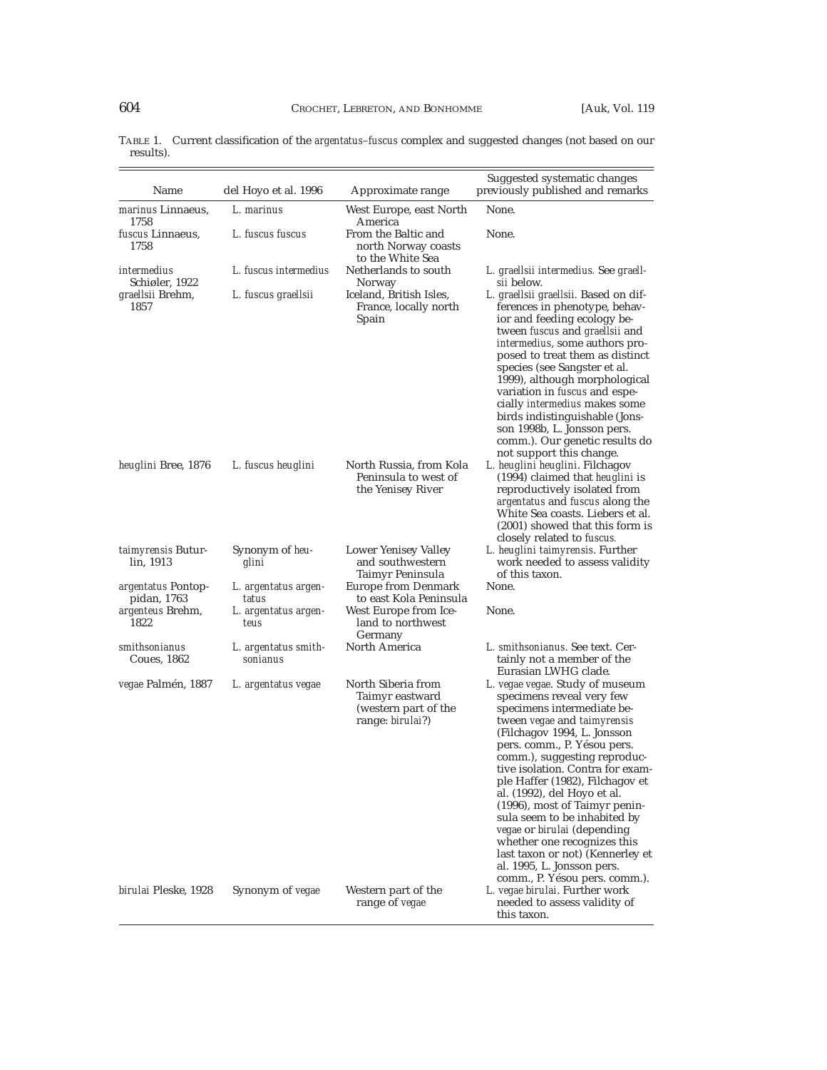TABLE 1. Current classification of the *argentatus–fuscus* complex and suggested changes (not based on our results).

| Name | del Hoyo et al. 1996 | Approximate range | Suggested systematic changes previously published and remarks |
|---|---|---|---|
| *marinus* Linnaeus, 1758 | *L. marinus* | West Europe, east North America | None. |
| *fuscus* Linnaeus, 1758 | *L. fuscus fuscus* | From the Baltic and north Norway coasts to the White Sea | None. |
| *intermedius* Schiøler, 1922 | *L. fuscus intermedius* | Netherlands to south Norway | *L. graellsii intermedius*. See *graellsii* below. |
| *graellsii* Brehm, 1857 | *L. fuscus graellsii* | Iceland, British Isles, France, locally north Spain | *L. graellsii graellsii*. Based on differences in phenotype, behavior and feeding ecology between *fuscus* and *graellsii* and *intermedius*, some authors proposed to treat them as distinct species (see Sangster et al. 1999), although morphological variation in *fuscus* and especially *intermedius* makes some birds indistinguishable (Jonsson 1998b, L. Jonsson pers. comm.). Our genetic results do not support this change. |
| *heuglini* Bree, 1876 | *L. fuscus heuglini* | North Russia, from Kola Peninsula to west of the Yenisey River | *L. heuglini heuglini*. Filchagov (1994) claimed that *heuglini* is reproductively isolated from *argentatus* and *fuscus* along the White Sea coasts. Liebers et al. (2001) showed that this form is closely related to *fuscus*. |
| *taimyrensis* Buturlin, 1913 | Synonym of *heuglini* | Lower Yenisey Valley and southwestern Taimyr Peninsula | *L. heuglini taimyrensis*. Further work needed to assess validity of this taxon. |
| *argentatus* Pontoppidan, 1763 | *L. argentatus argentatus* | Europe from Denmark to east Kola Peninsula | None. |
| *argenteus* Brehm, 1822 | *L. argentatus argenteus* | West Europe from Iceland to northwest Germany | None. |
| *smithsonianus* Coues, 1862 | *L. argentatus smithsonianus* | North America | *L. smithsonianus*. See text. Certainly not a member of the Eurasian LWHG clade. |
| *vegae* Palmén, 1887 | *L. argentatus vegae* | North Siberia from Taimyr eastward (western part of the range: *birulai*?) | *L. vegae vegae*. Study of museum specimens reveal very few specimens intermediate between *vegae* and *taimyrensis* (Filchagov 1994, L. Jonsson pers. comm., P. Yésou pers. comm.), suggesting reproductive isolation. Contra for example Haffer (1982), Filchagov et al. (1992), del Hoyo et al. (1996), most of Taimyr peninsula seem to be inhabited by *vegae* or *birulai* (depending whether one recognizes this last taxon or not) (Kennerley et al. 1995, L. Jonsson pers. comm., P. Yésou pers. comm.). |
| *birulai* Pleske, 1928 | Synonym of *vegae* | Western part of the range of *vegae* | *L. vegae birulai*. Further work needed to assess validity of this taxon. |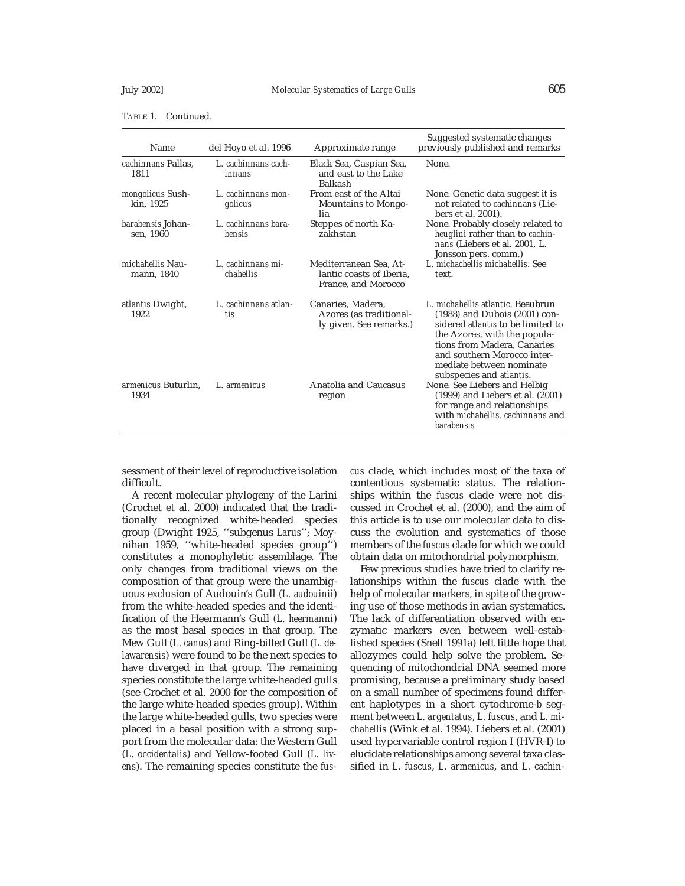TABLE 1. Continued.

| Name | del Hoyo et al. 1996 | Approximate range | Suggested systematic changes previously published and remarks |
|---|---|---|---|
| *cachinnans* Pallas, 1811 | *L. cachinnans cachinnans* | Black Sea, Caspian Sea, and east to the Lake Balkash | None. |
| *mongolicus* Sushkin, 1925 | *L. cachinnans mongolicus* | From east of the Altai Mountains to Mongolia | None. Genetic data suggest it is not related to *cachinnans* (Liebers et al. 2001). |
| *barabensis* Johansen, 1960 | *L. cachinnans barabensis* | Steppes of north Kazakhstan | None. Probably closely related to *heuglini* rather than to *cachinnans* (Liebers et al. 2001, L. Jonsson pers. comm.) |
| *michahellis* Naumann, 1840 | *L. cachinnans michahellis* | Mediterranean Sea, Atlantic coasts of Iberia, France, and Morocco | *L. michachellis michahellis*. See text. |
| *atlantis* Dwight, 1922 | *L. cachinnans atlantis* | Canaries, Madera, Azores (as traditionally given. See remarks.) | *L. michahellis atlantic*. Beaubrun (1988) and Dubois (2001) considered *atlantis* to be limited to the Azores, with the populations from Madera, Canaries and southern Morocco intermediate between nominate subspecies and *atlantis*. |
| *armenicus* Buturlin, 1934 | *L. armenicus* | Anatolia and Caucasus region | None. See Liebers and Helbig (1999) and Liebers et al. (2001) for range and relationships with *michahellis*, *cachinnans* and *barabensis* |

sessment of their level of reproductive isolation difficult.

A recent molecular phylogeny of the Larini (Crochet et al. 2000) indicated that the traditionally recognized white-headed species group (Dwight 1925, ''subgenus *Larus*''; Moynihan 1959, ''white-headed species group'') constitutes a monophyletic assemblage. The only changes from traditional views on the composition of that group were the unambiguous exclusion of Audouin's Gull (*L. audouinii*) from the white-headed species and the identification of the Heermann's Gull (*L. heermanni*) as the most basal species in that group. The Mew Gull (*L. canus*) and Ring-billed Gull (*L. delawarensis*) were found to be the next species to have diverged in that group. The remaining species constitute the large white-headed gulls (see Crochet et al. 2000 for the composition of the large white-headed species group). Within the large white-headed gulls, two species were placed in a basal position with a strong support from the molecular data: the Western Gull (*L. occidentalis*) and Yellow-footed Gull (*L. livens*). The remaining species constitute the *fuscus* clade, which includes most of the taxa of contentious systematic status. The relationships within the *fuscus* clade were not discussed in Crochet et al. (2000), and the aim of this article is to use our molecular data to discuss the evolution and systematics of those members of the *fuscus* clade for which we could obtain data on mitochondrial polymorphism.

Few previous studies have tried to clarify relationships within the *fuscus* clade with the help of molecular markers, in spite of the growing use of those methods in avian systematics. The lack of differentiation observed with enzymatic markers even between well-established species (Snell 1991a) left little hope that allozymes could help solve the problem. Sequencing of mitochondrial DNA seemed more promising, because a preliminary study based on a small number of specimens found different haplotypes in a short cytochrome-*b* segment between *L. argentatus*, *L. fuscus*, and *L. michahellis* (Wink et al. 1994). Liebers et al. (2001) used hypervariable control region I (HVR-I) to elucidate relationships among several taxa classified in *L. fuscus*, *L. armenicus*, and *L. cachin-*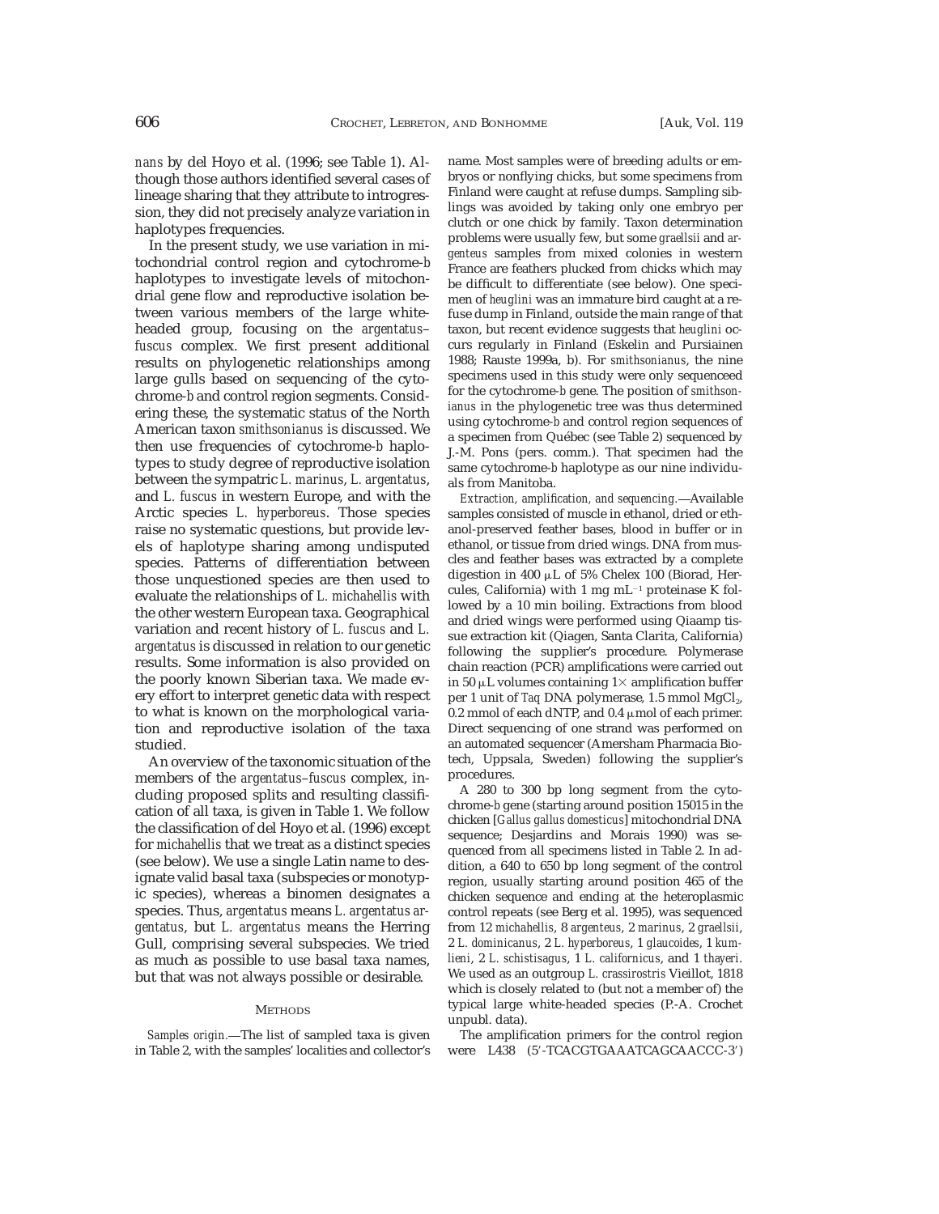*nans* by del Hoyo et al. (1996; see Table 1). Although those authors identified several cases of lineage sharing that they attribute to introgression, they did not precisely analyze variation in haplotypes frequencies.

In the present study, we use variation in mitochondrial control region and cytochrome-*b* haplotypes to investigate levels of mitochondrial gene flow and reproductive isolation between various members of the large white-headed group, focusing on the *argentatus–fuscus* complex. We first present additional results on phylogenetic relationships among large gulls based on sequencing of the cytochrome-*b* and control region segments. Considering these, the systematic status of the North American taxon *smithsonianus* is discussed. We then use frequencies of cytochrome-*b* haplotypes to study degree of reproductive isolation between the sympatric *L. marinus*, *L. argentatus*, and *L. fuscus* in western Europe, and with the Arctic species *L. hyperboreus*. Those species raise no systematic questions, but provide levels of haplotype sharing among undisputed species. Patterns of differentiation between those unquestioned species are then used to evaluate the relationships of *L. michahellis* with the other western European taxa. Geographical variation and recent history of *L. fuscus* and *L. argentatus* is discussed in relation to our genetic results. Some information is also provided on the poorly known Siberian taxa. We made every effort to interpret genetic data with respect to what is known on the morphological variation and reproductive isolation of the taxa studied.

An overview of the taxonomic situation of the members of the *argentatus–fuscus* complex, including proposed splits and resulting classification of all taxa, is given in Table 1. We follow the classification of del Hoyo et al. (1996) except for *michahellis* that we treat as a distinct species (see below). We use a single Latin name to designate valid basal taxa (subspecies or monotypic species), whereas a binomen designates a species. Thus, *argentatus* means *L. argentatus argentatus*, but *L. argentatus* means the Herring Gull, comprising several subspecies. We tried as much as possible to use basal taxa names, but that was not always possible or desirable.

## Methods

*Samples origin.*—The list of sampled taxa is given in Table 2, with the samples' localities and collector's name. Most samples were of breeding adults or embryos or nonflying chicks, but some specimens from Finland were caught at refuse dumps. Sampling siblings was avoided by taking only one embryo per clutch or one chick by family. Taxon determination problems were usually few, but some *graellsii* and *argenteus* samples from mixed colonies in western France are feathers plucked from chicks which may be difficult to differentiate (see below). One specimen of *heuglini* was an immature bird caught at a refuse dump in Finland, outside the main range of that taxon, but recent evidence suggests that *heuglini* occurs regularly in Finland (Eskelin and Pursiainen 1988; Rauste 1999a, b). For *smithsonianus*, the nine specimens used in this study were only sequenceed for the cytochrome-*b* gene. The position of *smithsonianus* in the phylogenetic tree was thus determined using cytochrome-*b* and control region sequences of a specimen from Québec (see Table 2) sequenced by J.-M. Pons (pers. comm.). That specimen had the same cytochrome-*b* haplotype as our nine individuals from Manitoba.

*Extraction, amplification, and sequencing.*—Available samples consisted of muscle in ethanol, dried or ethanol-preserved feather bases, blood in buffer or in ethanol, or tissue from dried wings. DNA from muscles and feather bases was extracted by a complete digestion in 400 μL of 5% Chelex 100 (Biorad, Hercules, California) with 1 mg $mL^{-1}$ proteinase K followed by a 10 min boiling. Extractions from blood and dried wings were performed using Qiaamp tissue extraction kit (Qiagen, Santa Clarita, California) following the supplier's procedure. Polymerase chain reaction (PCR) amplifications were carried out in 50 μL volumes containing 1× amplification buffer per 1 unit of *Taq* DNA polymerase, 1.5 mmol $MgCl_2$, 0.2 mmol of each dNTP, and 0.4 μmol of each primer. Direct sequencing of one strand was performed on an automated sequencer (Amersham Pharmacia Biotech, Uppsala, Sweden) following the supplier's procedures.

A 280 to 300 bp long segment from the cytochrome-*b* gene (starting around position 15015 in the chicken [*Gallus gallus domesticus*] mitochondrial DNA sequence; Desjardins and Morais 1990) was sequenced from all specimens listed in Table 2. In addition, a 640 to 650 bp long segment of the control region, usually starting around position 465 of the chicken sequence and ending at the heteroplasmic control repeats (see Berg et al. 1995), was sequenced from 12 *michahellis*, 8 *argenteus*, 2 *marinus*, 2 *graellsii*, 2 *L. dominicanus*, 2 *L. hyperboreus*, 1 *glaucoides*, 1 *kumlieni*, 2 *L. schistisagus*, 1 *L. californicus*, and 1 *thayeri*. We used as an outgroup *L. crassirostris* Vieillot, 1818 which is closely related to (but not a member of) the typical large white-headed species (P.-A. Crochet unpubl. data).

The amplification primers for the control region were L438 (5′-TCACGTGAAATCAGCAACCC-3′)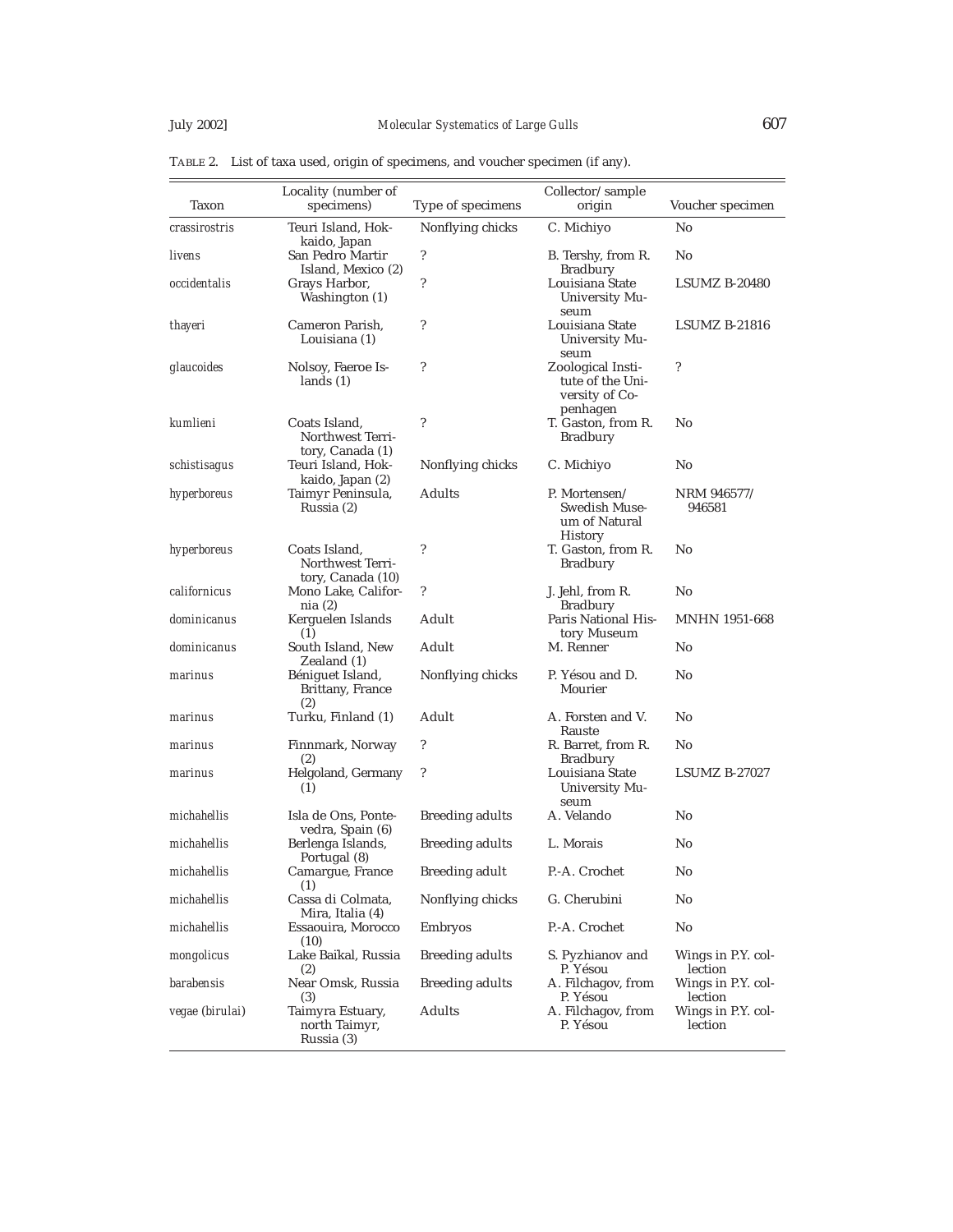TABLE 2. List of taxa used, origin of specimens, and voucher specimen (if any).

| Taxon | Locality (number of specimens) | Type of specimens | Collector/sample origin | Voucher specimen |
|---|---|---|---|---|
| *crassirostris* | Teuri Island, Hokkaido, Japan | Nonflying chicks | C. Michiyo | No |
| *livens* | San Pedro Martir Island, Mexico (2) | ? | B. Tershy, from R. Bradbury | No |
| *occidentalis* | Grays Harbor, Washington (1) | ? | Louisiana State University Museum | LSUMZ B-20480 |
| *thayeri* | Cameron Parish, Louisiana (1) | ? | Louisiana State University Museum | LSUMZ B-21816 |
| *glaucoides* | Nolsoy, Faeroe Islands (1) | ? | Zoological Institute of the University of Copenhagen | ? |
| *kumlieni* | Coats Island, Northwest Territory, Canada (1) | ? | T. Gaston, from R. Bradbury | No |
| *schistisagus* | Teuri Island, Hokkaido, Japan (2) | Nonflying chicks | C. Michiyo | No |
| *hyperboreus* | Taimyr Peninsula, Russia (2) | Adults | P. Mortensen/ Swedish Museum of Natural History | NRM 946577/ 946581 |
| *hyperboreus* | Coats Island, Northwest Territory, Canada (10) | ? | T. Gaston, from R. Bradbury | No |
| *californicus* | Mono Lake, California (2) | ? | J. Jehl, from R. Bradbury | No |
| *dominicanus* | Kerguelen Islands (1) | Adult | Paris National History Museum | MNHN 1951-668 |
| *dominicanus* | South Island, New Zealand (1) | Adult | M. Renner | No |
| *marinus* | Béniguet Island, Brittany, France (2) | Nonflying chicks | P. Yésou and D. Mourier | No |
| *marinus* | Turku, Finland (1) | Adult | A. Forsten and V. Rauste | No |
| *marinus* | Finnmark, Norway (2) | ? | R. Barret, from R. Bradbury | No |
| *marinus* | Helgoland, Germany (1) | ? | Louisiana State University Museum | LSUMZ B-27027 |
| *michahellis* | Isla de Ons, Pontevedra, Spain (6) | Breeding adults | A. Velando | No |
| *michahellis* | Berlenga Islands, Portugal (8) | Breeding adults | L. Morais | No |
| *michahellis* | Camargue, France (1) | Breeding adult | P.-A. Crochet | No |
| *michahellis* | Cassa di Colmata, Mira, Italia (4) | Nonflying chicks | G. Cherubini | No |
| *michahellis* | Essaouira, Morocco (10) | Embryos | P.-A. Crochet | No |
| *mongolicus* | Lake Baïkal, Russia (2) | Breeding adults | S. Pyzhianov and P. Yésou | Wings in P.Y. collection |
| *barabensis* | Near Omsk, Russia (3) | Breeding adults | A. Filchagov, from P. Yésou | Wings in P.Y. collection |
| *vegae (birulai)* | Taimyra Estuary, north Taimyr, Russia (3) | Adults | A. Filchagov, from P. Yésou | Wings in P.Y. collection |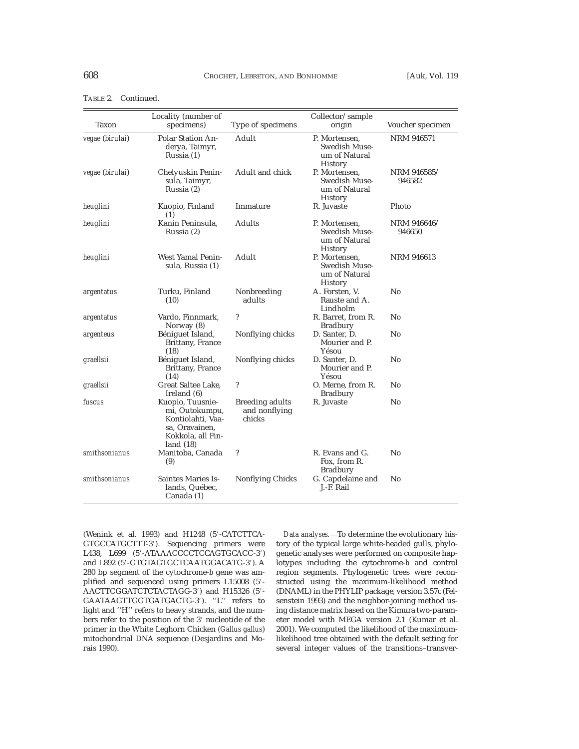TABLE 2. Continued.

| Taxon | Locality (number of specimens) | Type of specimens | Collector/sample origin | Voucher specimen |
|---|---|---|---|---|
| *vegae* (*birulai*) | Polar Station Anderya, Taimyr, Russia (1) | Adult | P. Mortensen, Swedish Museum of Natural History | NRM 946571 |
| *vegae* (*birulai*) | Chelyuskin Peninsula, Taimyr, Russia (2) | Adult and chick | P. Mortensen, Swedish Museum of Natural History | NRM 946585/ 946582 |
| *heuglini* | Kuopio, Finland (1) | Immature | R. Juvaste | Photo |
| *heuglini* | Kanin Peninsula, Russia (2) | Adults | P. Mortensen, Swedish Museum of Natural History | NRM 946646/ 946650 |
| *heuglini* | West Yamal Peninsula, Russia (1) | Adult | P. Mortensen, Swedish Museum of Natural History | NRM 946613 |
| *argentatus* | Turku, Finland (10) | Nonbreeding adults | A. Forsten, V. Rauste and A. Lindholm | No |
| *argentatus* | Vardo, Finnmark, Norway (8) | ? | R. Barret, from R. Bradbury | No |
| *argenteus* | Béniguet Island, Brittany, France (18) | Nonflying chicks | D. Santer, D. Mourier and P. Yésou | No |
| *graellsii* | Béniguet Island, Brittany, France (14) | Nonflying chicks | D. Santer, D. Mourier and P. Yésou | No |
| *graellsii* | Great Saltee Lake, Ireland (6) | ? | O. Merne, from R. Bradbury | No |
| *fuscus* | Kuopio, Tuusniemi, Outokumpu, Kontiolahti, Vaasa, Oravainen, Kokkola, all Finland (18) | Breeding adults and nonflying chicks | R. Juvaste | No |
| *smithsonianus* | Manitoba, Canada (9) | ? | R. Evans and G. Fox, from R. Bradbury | No |
| *smithsonianus* | Saintes Maries Islands, Québec, Canada (1) | Nonflying Chicks | G. Capdelaine and J.-F. Rail | No |

(Wenink et al. 1993) and H1248 (5′-CATCTTCA-GTGCCATGCTTT-3′). Sequencing primers were L438, L699 (5′-ATAAACCCCTCCAGTGCACC-3′) and L892 (5′-GTGTAGTGCTCAATGGACATG-3′). A 280 bp segment of the cytochrome-*b* gene was amplified and sequenced using primers L15008 (5′-AACTTCGGATCTCTACTAGG-3′) and H15326 (5′-GAATAAGTTGGTGATGACTG-3′). ''L'' refers to light and ''H'' refers to heavy strands, and the numbers refer to the position of the 3′ nucleotide of the primer in the White Leghorn Chicken (*Gallus gallus*) mitochondrial DNA sequence (Desjardins and Morais 1990).

*Data analyses.*—To determine the evolutionary history of the typical large white-headed gulls, phylogenetic analyses were performed on composite haplotypes including the cytochrome-*b* and control region segments. Phylogenetic trees were reconstructed using the maximum-likelihood method (DNAML) in the PHYLIP package, version 3.57c (Felsenstein 1993) and the neighbor-joining method using distance matrix based on the Kimura two-parameter model with MEGA version 2.1 (Kumar et al. 2001). We computed the likelihood of the maximum-likelihood tree obtained with the default setting for several integer values of the transitions–transver-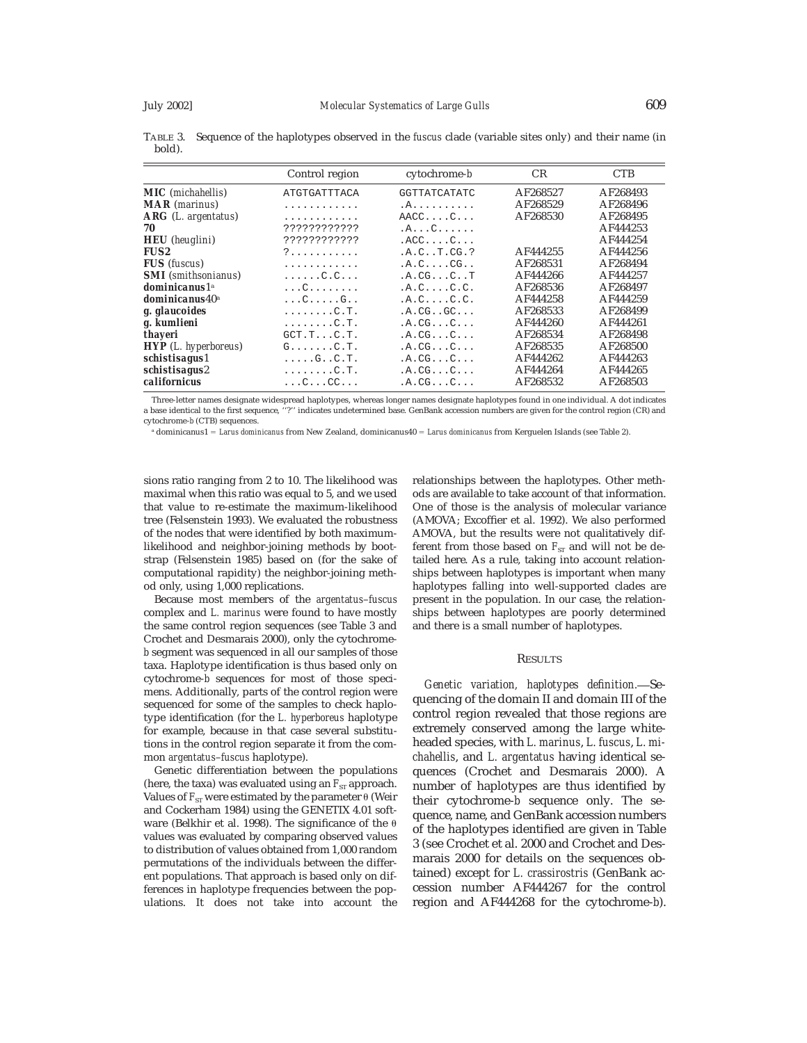TABLE 3. Sequence of the haplotypes observed in the *fuscus* clade (variable sites only) and their name (in bold).

| | Control region | cytochrome-*b* | CR | CTB |
|---|---|---|---|---|
| **MIC** (*michahellis*) | ATGTGATTTACA | GGTTATCATATC | AF268527 | AF268493 |
| **MAR** (*marinus*) | ............ | .A.......... | AF268529 | AF268496 |
| **ARG** (*L. argentatus*) | ............ | AACC....C... | AF268530 | AF268495 |
| **70** | ???????????? | .A...C...... | | AF444253 |
| **HEU** (*heuglini*) | ???????????? | .ACC....C... | | AF444254 |
| **FUS2** | ?........... | .A.C..T.CG.? | AF444255 | AF444256 |
| **FUS** (*fuscus*) | ............ | .A.C....CG.. | AF268531 | AF268494 |
| **SMI** (*smithsonianus*) | ......C.C... | .A.CG...C..T | AF444266 | AF444257 |
| **dominicanus1**[a] | ...C........ | .A.C....C.C. | AF268536 | AF268497 |
| **dominicanus40**[a] | ...C.....G.. | .A.C....C.C. | AF444258 | AF444259 |
| ***g. glaucoides*** | ........C.T. | .A.CG..GC... | AF268533 | AF268499 |
| ***g. kumlieni*** | ........C.T. | .A.CG...C... | AF444260 | AF444261 |
| ***thayeri*** | GCT.T...C.T. | .A.CG...C... | AF268534 | AF268498 |
| **HYP** (*L. hyperboreus*) | G.......C.T. | .A.CG...C... | AF268535 | AF268500 |
| ***schistisagus*1** | .....G..C.T. | .A.CG...C... | AF444262 | AF444263 |
| ***schistisagus*2** | ........C.T. | .A.CG...C... | AF444264 | AF444265 |
| ***californicus*** | ...C...CC... | .A.CG...C... | AF268532 | AF268503 |

Three-letter names designate widespread haplotypes, whereas longer names designate haplotypes found in one individual. A dot indicates a base identical to the first sequence, "?" indicates undetermined base. GenBank accession numbers are given for the control region (CR) and cytochrome-*b* (CTB) sequences.

[a] dominicanus1 = *Larus dominicanus* from New Zealand, dominicanus40 = *Larus dominicanus* from Kerguelen Islands (see Table 2).

sions ratio ranging from 2 to 10. The likelihood was maximal when this ratio was equal to 5, and we used that value to re-estimate the maximum-likelihood tree (Felsenstein 1993). We evaluated the robustness of the nodes that were identified by both maximum-likelihood and neighbor-joining methods by bootstrap (Felsenstein 1985) based on (for the sake of computational rapidity) the neighbor-joining method only, using 1,000 replications.

Because most members of the *argentatus–fuscus* complex and *L. marinus* were found to have mostly the same control region sequences (see Table 3 and Crochet and Desmarais 2000), only the cytochrome-*b* segment was sequenced in all our samples of those taxa. Haplotype identification is thus based only on cytochrome-*b* sequences for most of those specimens. Additionally, parts of the control region were sequenced for some of the samples to check haplotype identification (for the *L. hyperboreus* haplotype for example, because in that case several substitutions in the control region separate it from the common *argentatus–fuscus* haplotype).

Genetic differentiation between the populations (here, the taxa) was evaluated using an $F_{ST}$ approach. Values of $F_{ST}$ were estimated by the parameter $\theta$ (Weir and Cockerham 1984) using the GENETIX 4.01 software (Belkhir et al. 1998). The significance of the $\theta$ values was evaluated by comparing observed values to distribution of values obtained from 1,000 random permutations of the individuals between the different populations. That approach is based only on differences in haplotype frequencies between the populations. It does not take into account the relationships between the haplotypes. Other methods are available to take account of that information. One of those is the analysis of molecular variance (AMOVA; Excoffier et al. 1992). We also performed AMOVA, but the results were not qualitatively different from those based on $F_{ST}$ and will not be detailed here. As a rule, taking into account relationships between haplotypes is important when many haplotypes falling into well-supported clades are present in the population. In our case, the relationships between haplotypes are poorly determined and there is a small number of haplotypes.

## RESULTS

*Genetic variation, haplotypes definition.*—Sequencing of the domain II and domain III of the control region revealed that those regions are extremely conserved among the large white-headed species, with *L. marinus*, *L. fuscus*, *L. michahellis*, and *L. argentatus* having identical sequences (Crochet and Desmarais 2000). A number of haplotypes are thus identified by their cytochrome-*b* sequence only. The sequence, name, and GenBank accession numbers of the haplotypes identified are given in Table 3 (see Crochet et al. 2000 and Crochet and Desmarais 2000 for details on the sequences obtained) except for *L. crassirostris* (GenBank accession number AF444267 for the control region and AF444268 for the cytochrome-*b*).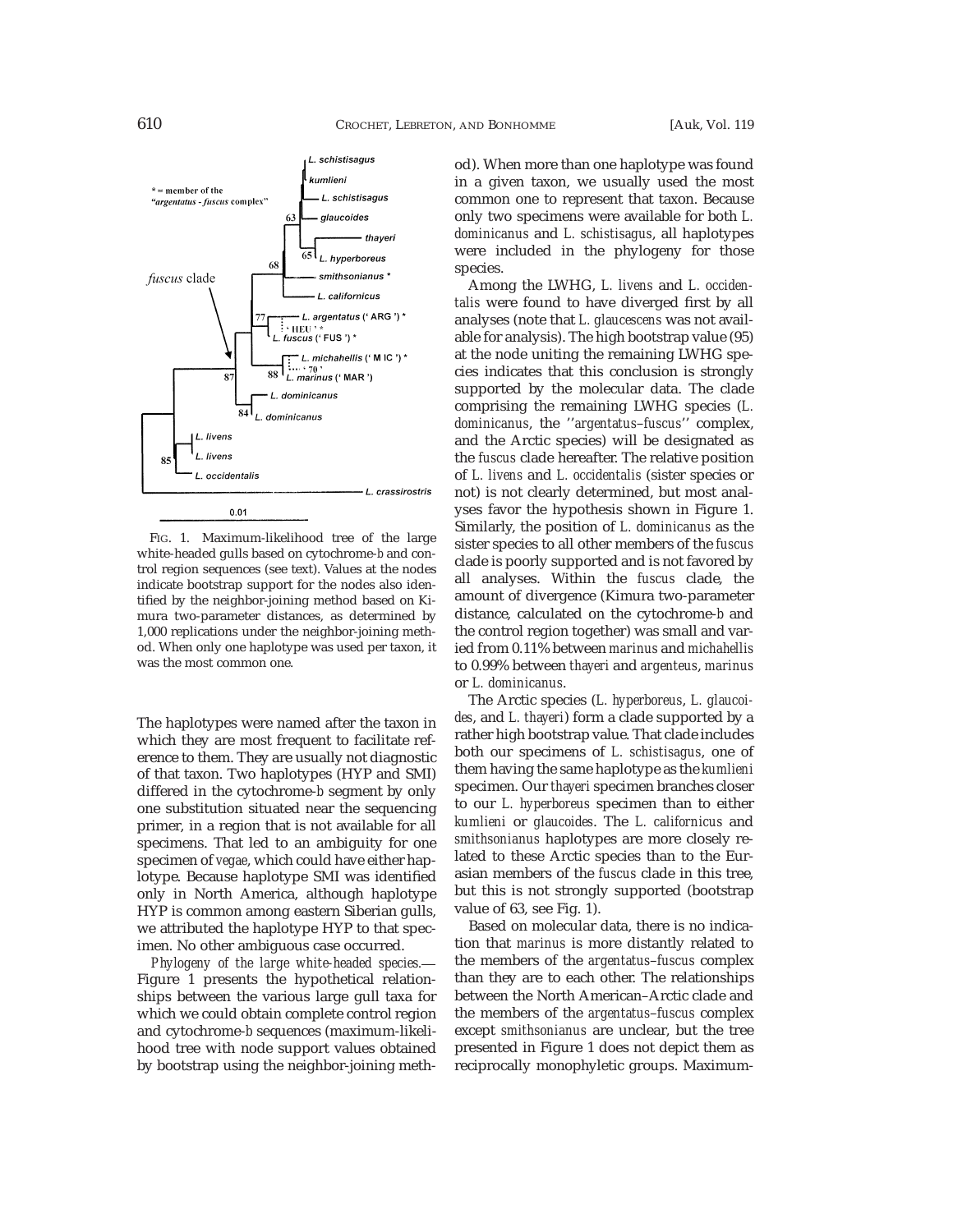FIG. 1. Maximum-likelihood tree of the large white-headed gulls based on cytochrome-*b* and control region sequences (see text). Values at the nodes indicate bootstrap support for the nodes also identified by the neighbor-joining method based on Kimura two-parameter distances, as determined by 1,000 replications under the neighbor-joining method. When only one haplotype was used per taxon, it was the most common one.

The haplotypes were named after the taxon in which they are most frequent to facilitate reference to them. They are usually not diagnostic of that taxon. Two haplotypes (HYP and SMI) differed in the cytochrome-*b* segment by only one substitution situated near the sequencing primer, in a region that is not available for all specimens. That led to an ambiguity for one specimen of *vegae*, which could have either haplotype. Because haplotype SMI was identified only in North America, although haplotype HYP is common among eastern Siberian gulls, we attributed the haplotype HYP to that specimen. No other ambiguous case occurred.

*Phylogeny of the large white-headed species.*— Figure 1 presents the hypothetical relationships between the various large gull taxa for which we could obtain complete control region and cytochrome-*b* sequences (maximum-likelihood tree with node support values obtained by bootstrap using the neighbor-joining method). When more than one haplotype was found in a given taxon, we usually used the most common one to represent that taxon. Because only two specimens were available for both *L. dominicanus* and *L. schistisagus*, all haplotypes were included in the phylogeny for those species.

Among the LWHG, *L. livens* and *L. occidentalis* were found to have diverged first by all analyses (note that *L. glaucescens* was not available for analysis). The high bootstrap value (95) at the node uniting the remaining LWHG species indicates that this conclusion is strongly supported by the molecular data. The clade comprising the remaining LWHG species (*L. dominicanus*, the ''*argentatus–fuscus*'' complex, and the Arctic species) will be designated as the *fuscus* clade hereafter. The relative position of *L. livens* and *L. occidentalis* (sister species or not) is not clearly determined, but most analyses favor the hypothesis shown in Figure 1. Similarly, the position of *L. dominicanus* as the sister species to all other members of the *fuscus* clade is poorly supported and is not favored by all analyses. Within the *fuscus* clade, the amount of divergence (Kimura two-parameter distance, calculated on the cytochrome-*b* and the control region together) was small and varied from 0.11% between *marinus* and *michahellis* to 0.99% between *thayeri* and *argenteus*, *marinus* or *L. dominicanus*.

The Arctic species (*L. hyperboreus*, *L. glaucoides*, and *L. thayeri*) form a clade supported by a rather high bootstrap value. That clade includes both our specimens of *L. schistisagus*, one of them having the same haplotype as the *kumlieni* specimen. Our *thayeri* specimen branches closer to our *L. hyperboreus* specimen than to either *kumlieni* or *glaucoides*. The *L. californicus* and *smithsonianus* haplotypes are more closely related to these Arctic species than to the Eurasian members of the *fuscus* clade in this tree, but this is not strongly supported (bootstrap value of 63, see Fig. 1).

Based on molecular data, there is no indication that *marinus* is more distantly related to the members of the *argentatus–fuscus* complex than they are to each other. The relationships between the North American–Arctic clade and the members of the *argentatus–fuscus* complex except *smithsonianus* are unclear, but the tree presented in Figure 1 does not depict them as reciprocally monophyletic groups. Maximum-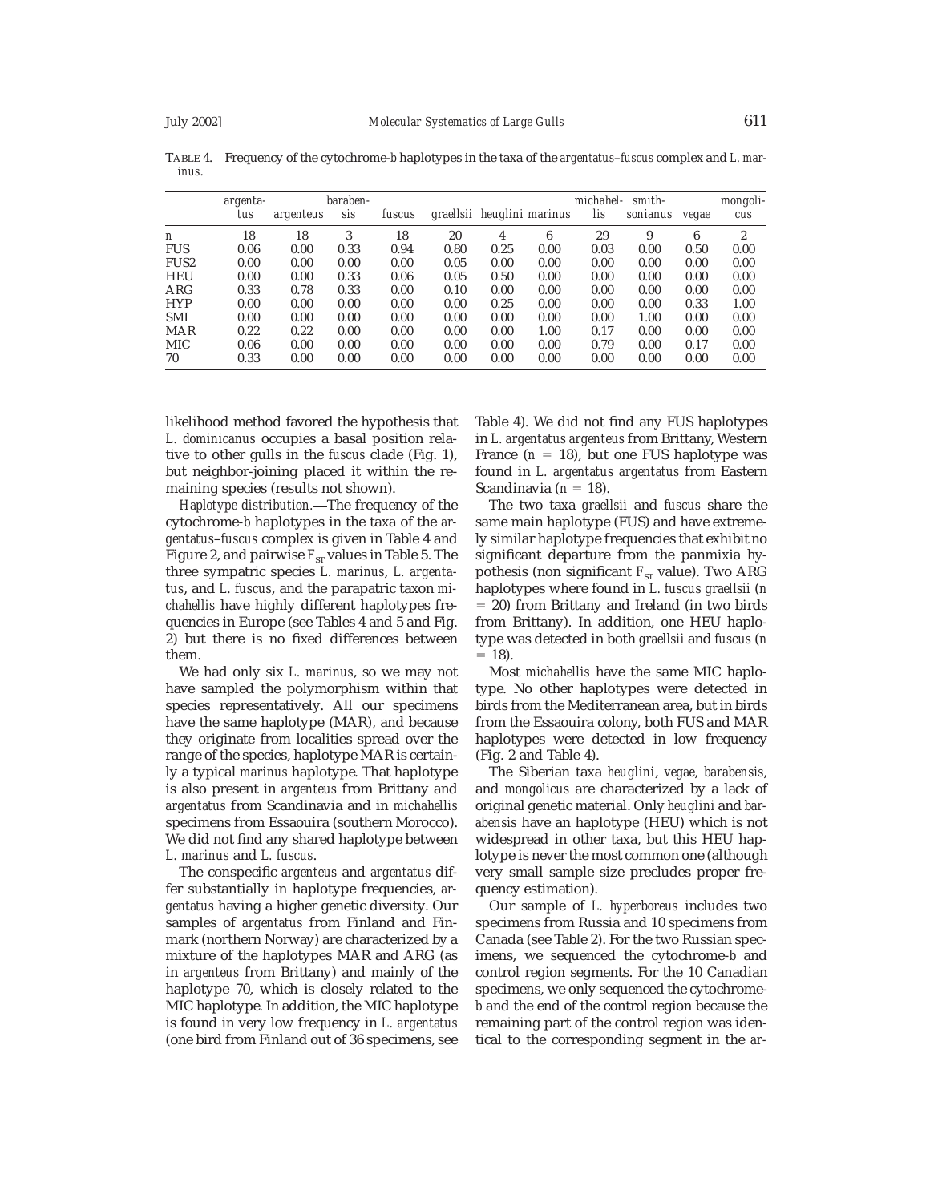TABLE 4. Frequency of the cytochrome-*b* haplotypes in the taxa of the *argentatus–fuscus* complex and *L. marinus*.

| | *argentatus* | *argenteus* | *barabensis* | *fuscus* | *graellsii* | *heuglini* | *marinus* | *michahellis* | *smithsonianus* | *vegae* | *mongolicus* |
|---|---|---|---|---|---|---|---|---|---|---|---|
| n | 18 | 18 | 3 | 18 | 20 | 4 | 6 | 29 | 9 | 6 | 2 |
| FUS | 0.06 | 0.00 | 0.33 | 0.94 | 0.80 | 0.25 | 0.00 | 0.03 | 0.00 | 0.50 | 0.00 |
| FUS2 | 0.00 | 0.00 | 0.00 | 0.00 | 0.05 | 0.00 | 0.00 | 0.00 | 0.00 | 0.00 | 0.00 |
| HEU | 0.00 | 0.00 | 0.33 | 0.06 | 0.05 | 0.50 | 0.00 | 0.00 | 0.00 | 0.00 | 0.00 |
| ARG | 0.33 | 0.78 | 0.33 | 0.00 | 0.10 | 0.00 | 0.00 | 0.00 | 0.00 | 0.00 | 0.00 |
| HYP | 0.00 | 0.00 | 0.00 | 0.00 | 0.00 | 0.25 | 0.00 | 0.00 | 0.00 | 0.33 | 1.00 |
| SMI | 0.00 | 0.00 | 0.00 | 0.00 | 0.00 | 0.00 | 0.00 | 0.00 | 1.00 | 0.00 | 0.00 |
| MAR | 0.22 | 0.22 | 0.00 | 0.00 | 0.00 | 0.00 | 1.00 | 0.17 | 0.00 | 0.00 | 0.00 |
| MIC | 0.06 | 0.00 | 0.00 | 0.00 | 0.00 | 0.00 | 0.00 | 0.79 | 0.00 | 0.17 | 0.00 |
| 70 | 0.33 | 0.00 | 0.00 | 0.00 | 0.00 | 0.00 | 0.00 | 0.00 | 0.00 | 0.00 | 0.00 |

likelihood method favored the hypothesis that *L. dominicanus* occupies a basal position relative to other gulls in the *fuscus* clade (Fig. 1), but neighbor-joining placed it within the remaining species (results not shown).

*Haplotype distribution.*—The frequency of the cytochrome-*b* haplotypes in the taxa of the *argentatus–fuscus* complex is given in Table 4 and Figure 2, and pairwise $F_{ST}$ values in Table 5. The three sympatric species *L. marinus*, *L. argentatus*, and *L. fuscus*, and the parapatric taxon *michahellis* have highly different haplotypes frequencies in Europe (see Tables 4 and 5 and Fig. 2) but there is no fixed differences between them.

We had only six *L. marinus*, so we may not have sampled the polymorphism within that species representatively. All our specimens have the same haplotype (MAR), and because they originate from localities spread over the range of the species, haplotype MAR is certainly a typical *marinus* haplotype. That haplotype is also present in *argenteus* from Brittany and *argentatus* from Scandinavia and in *michahellis* specimens from Essaouira (southern Morocco). We did not find any shared haplotype between *L. marinus* and *L. fuscus*.

The conspecific *argenteus* and *argentatus* differ substantially in haplotype frequencies, *argentatus* having a higher genetic diversity. Our samples of *argentatus* from Finland and Finmark (northern Norway) are characterized by a mixture of the haplotypes MAR and ARG (as in *argenteus* from Brittany) and mainly of the haplotype 70, which is closely related to the MIC haplotype. In addition, the MIC haplotype is found in very low frequency in *L. argentatus* (one bird from Finland out of 36 specimens, see Table 4). We did not find any FUS haplotypes in *L. argentatus argenteus* from Brittany, Western France ($n$ = 18), but one FUS haplotype was found in *L. argentatus argentatus* from Eastern Scandinavia ($n$ = 18).

The two taxa *graellsii* and *fuscus* share the same main haplotype (FUS) and have extremely similar haplotype frequencies that exhibit no significant departure from the panmixia hypothesis (non significant $F_{ST}$ value). Two ARG haplotypes where found in *L. fuscus graellsii* ($n$ = 20) from Brittany and Ireland (in two birds from Brittany). In addition, one HEU haplotype was detected in both *graellsii* and *fuscus* ($n$ = 18).

Most *michahellis* have the same MIC haplotype. No other haplotypes were detected in birds from the Mediterranean area, but in birds from the Essaouira colony, both FUS and MAR haplotypes were detected in low frequency (Fig. 2 and Table 4).

The Siberian taxa *heuglini*, *vegae*, *barabensis*, and *mongolicus* are characterized by a lack of original genetic material. Only *heuglini* and *barabensis* have an haplotype (HEU) which is not widespread in other taxa, but this HEU haplotype is never the most common one (although very small sample size precludes proper frequency estimation).

Our sample of *L. hyperboreus* includes two specimens from Russia and 10 specimens from Canada (see Table 2). For the two Russian specimens, we sequenced the cytochrome-*b* and control region segments. For the 10 Canadian specimens, we only sequenced the cytochrome-*b* and the end of the control region because the remaining part of the control region was identical to the corresponding segment in the *ar-*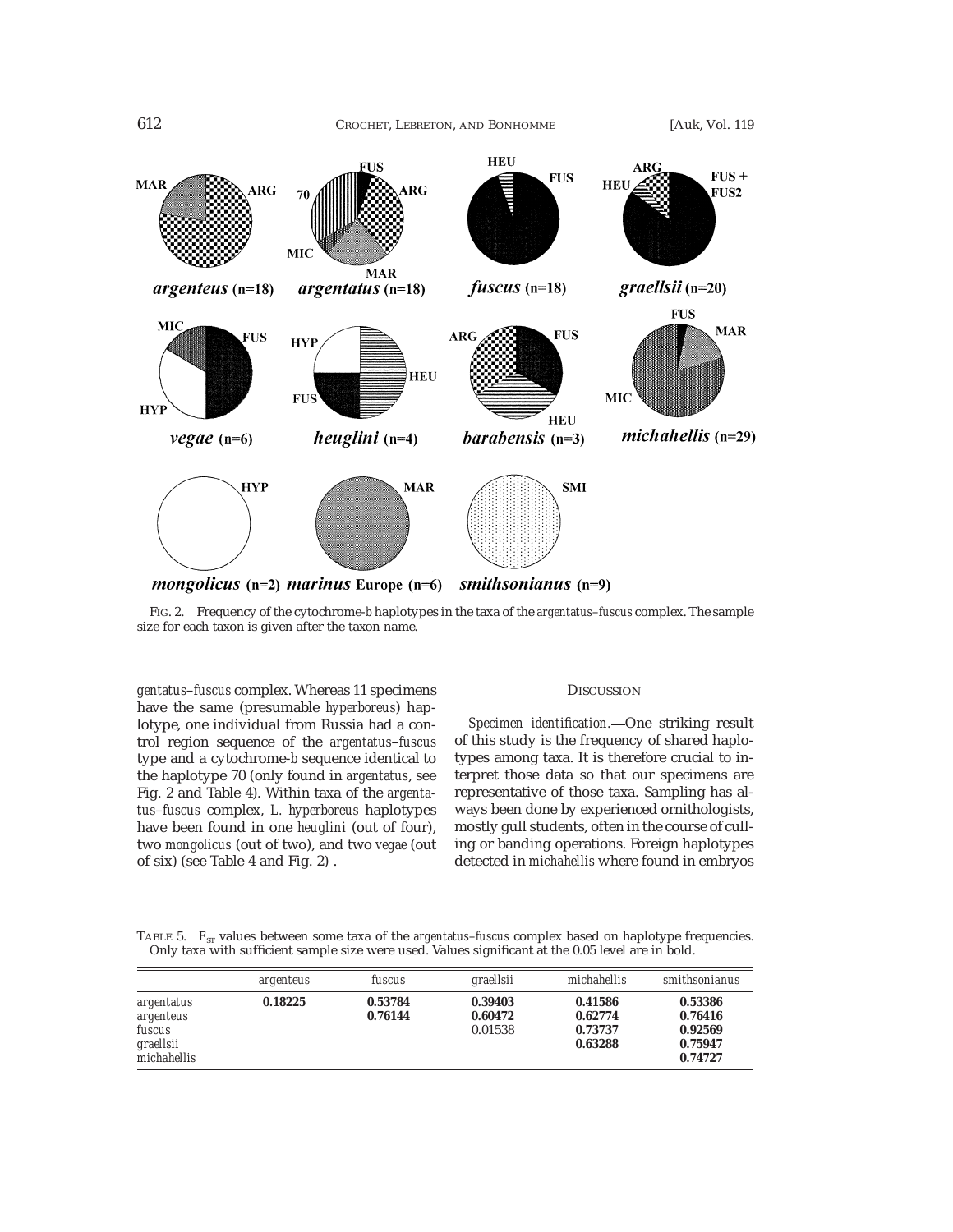FIG. 2. Frequency of the cytochrome-*b* haplotypes in the taxa of the *argentatus–fuscus* complex. The sample size for each taxon is given after the taxon name.

*gentatus–fuscus* complex. Whereas 11 specimens have the same (presumable *hyperboreus*) haplotype, one individual from Russia had a control region sequence of the *argentatus–fuscus* type and a cytochrome-*b* sequence identical to the haplotype 70 (only found in *argentatus*, see Fig. 2 and Table 4). Within taxa of the *argentatus–fuscus* complex, *L. hyperboreus* haplotypes have been found in one *heuglini* (out of four), two *mongolicus* (out of two), and two *vegae* (out of six) (see Table 4 and Fig. 2) .

## DISCUSSION

*Specimen identification*.—One striking result of this study is the frequency of shared haplotypes among taxa. It is therefore crucial to interpret those data so that our specimens are representative of those taxa. Sampling has always been done by experienced ornithologists, mostly gull students, often in the course of culling or banding operations. Foreign haplotypes detected in *michahellis* where found in embryos

TABLE 5. $F_{ST}$ values between some taxa of the *argentatus–fuscus* complex based on haplotype frequencies. Only taxa with sufficient sample size were used. Values significant at the 0.05 level are in bold.

| | *argenteus* | *fuscus* | *graellsii* | *michahellis* | *smithsonianus* |
|---|---|---|---|---|---|
| *argentatus* | **0.18225** | **0.53784** | **0.39403** | **0.41586** | **0.53386** |
| *argenteus* | | **0.76144** | **0.60472** | **0.62774** | **0.76416** |
| *fuscus* | | | 0.01538 | **0.73737** | **0.92569** |
| *graellsii* | | | | **0.63288** | **0.75947** |
| *michahellis* | | | | | **0.74727** |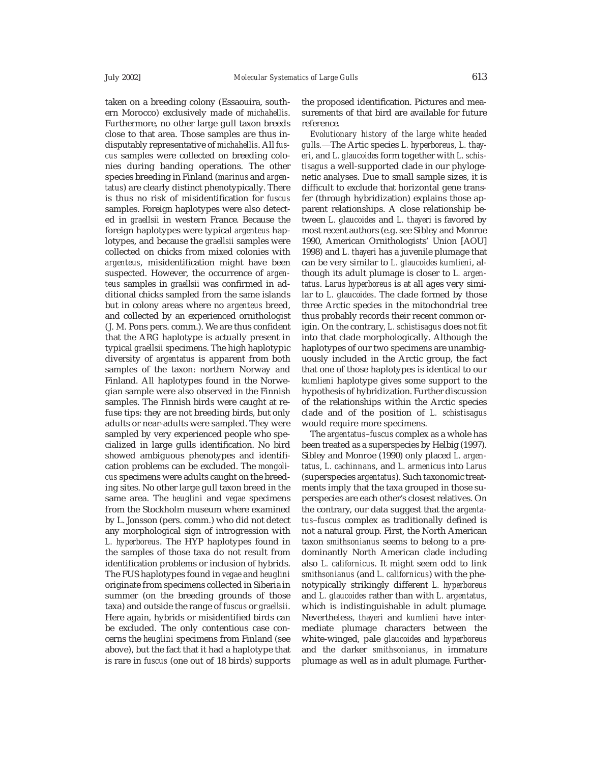taken on a breeding colony (Essaouira, southern Morocco) exclusively made of *michahellis*. Furthermore, no other large gull taxon breeds close to that area. Those samples are thus indisputably representative of *michahellis*. All *fuscus* samples were collected on breeding colonies during banding operations. The other species breeding in Finland (*marinus* and *argentatus*) are clearly distinct phenotypically. There is thus no risk of misidentification for *fuscus* samples. Foreign haplotypes were also detected in *graellsii* in western France. Because the foreign haplotypes were typical *argenteus* haplotypes, and because the *graellsii* samples were collected on chicks from mixed colonies with *argenteus*, misidentification might have been suspected. However, the occurrence of *argenteus* samples in *graellsii* was confirmed in additional chicks sampled from the same islands but in colony areas where no *argenteus* breed, and collected by an experienced ornithologist (J. M. Pons pers. comm.). We are thus confident that the ARG haplotype is actually present in typical *graellsii* specimens. The high haplotypic diversity of *argentatus* is apparent from both samples of the taxon: northern Norway and Finland. All haplotypes found in the Norwegian sample were also observed in the Finnish samples. The Finnish birds were caught at refuse tips: they are not breeding birds, but only adults or near-adults were sampled. They were sampled by very experienced people who specialized in large gulls identification. No bird showed ambiguous phenotypes and identification problems can be excluded. The *mongolicus* specimens were adults caught on the breeding sites. No other large gull taxon breed in the same area. The *heuglini* and *vegae* specimens from the Stockholm museum where examined by L. Jonsson (pers. comm.) who did not detect any morphological sign of introgression with *L. hyperboreus*. The HYP haplotypes found in the samples of those taxa do not result from identification problems or inclusion of hybrids. The FUS haplotypes found in *vegae* and *heuglini* originate from specimens collected in Siberia in summer (on the breeding grounds of those taxa) and outside the range of *fuscus* or *graellsii*. Here again, hybrids or misidentified birds can be excluded. The only contentious case concerns the *heuglini* specimens from Finland (see above), but the fact that it had a haplotype that is rare in *fuscus* (one out of 18 birds) supports the proposed identification. Pictures and measurements of that bird are available for future reference.

*Evolutionary history of the large white headed gulls.*—The Artic species *L. hyperboreus*, *L. thayeri*, and *L. glaucoides* form together with *L. schistisagus* a well-supported clade in our phylogenetic analyses. Due to small sample sizes, it is difficult to exclude that horizontal gene transfer (through hybridization) explains those apparent relationships. A close relationship between *L. glaucoides* and *L. thayeri* is favored by most recent authors (e.g. see Sibley and Monroe 1990, American Ornithologists' Union [AOU] 1998) and *L. thayeri* has a juvenile plumage that can be very similar to *L. glaucoides kumlieni*, although its adult plumage is closer to *L. argentatus*. *Larus hyperboreus* is at all ages very similar to *L. glaucoides*. The clade formed by those three Arctic species in the mitochondrial tree thus probably records their recent common origin. On the contrary, *L. schistisagus* does not fit into that clade morphologically. Although the haplotypes of our two specimens are unambiguously included in the Arctic group, the fact that one of those haplotypes is identical to our *kumlieni* haplotype gives some support to the hypothesis of hybridization. Further discussion of the relationships within the Arctic species clade and of the position of *L. schistisagus* would require more specimens.

The *argentatus–fuscus* complex as a whole has been treated as a superspecies by Helbig (1997). Sibley and Monroe (1990) only placed *L. argentatus*, *L. cachinnans*, and *L. armenicus* into *Larus* (superspecies *argentatus*). Such taxonomic treatments imply that the taxa grouped in those superspecies are each other's closest relatives. On the contrary, our data suggest that the *argentatus–fuscus* complex as traditionally defined is not a natural group. First, the North American taxon *smithsonianus* seems to belong to a predominantly North American clade including also *L. californicus*. It might seem odd to link *smithsonianus* (and *L. californicus*) with the phenotypically strikingly different *L. hyperboreus* and *L. glaucoides* rather than with *L. argentatus*, which is indistinguishable in adult plumage. Nevertheless, *thayeri* and *kumlieni* have intermediate plumage characters between the white-winged, pale *glaucoides* and *hyperboreus* and the darker *smithsonianus*, in immature plumage as well as in adult plumage. Further-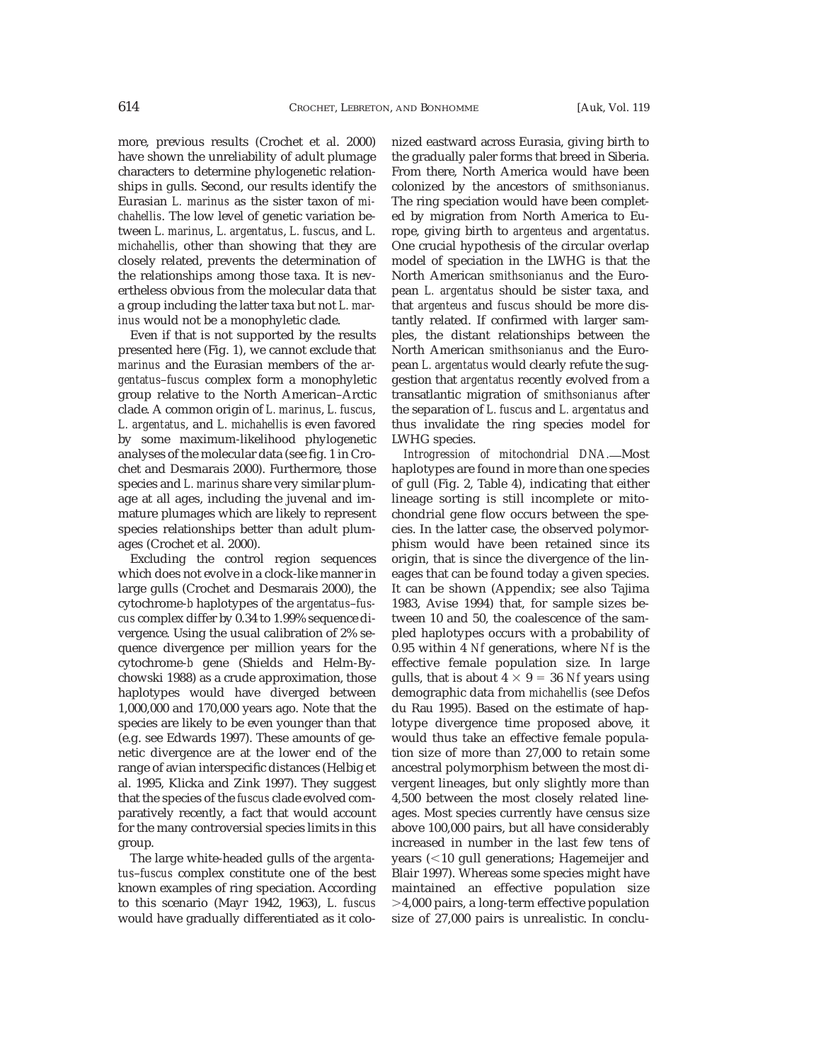more, previous results (Crochet et al. 2000) have shown the unreliability of adult plumage characters to determine phylogenetic relationships in gulls. Second, our results identify the Eurasian *L. marinus* as the sister taxon of *michahellis*. The low level of genetic variation between *L. marinus*, *L. argentatus*, *L. fuscus*, and *L. michahellis*, other than showing that they are closely related, prevents the determination of the relationships among those taxa. It is nevertheless obvious from the molecular data that a group including the latter taxa but not *L. marinus* would not be a monophyletic clade.

Even if that is not supported by the results presented here (Fig. 1), we cannot exclude that *marinus* and the Eurasian members of the *argentatus–fuscus* complex form a monophyletic group relative to the North American–Arctic clade. A common origin of *L. marinus*, *L. fuscus*, *L. argentatus*, and *L. michahellis* is even favored by some maximum-likelihood phylogenetic analyses of the molecular data (see fig. 1 in Crochet and Desmarais 2000). Furthermore, those species and *L. marinus* share very similar plumage at all ages, including the juvenal and immature plumages which are likely to represent species relationships better than adult plumages (Crochet et al. 2000).

Excluding the control region sequences which does not evolve in a clock-like manner in large gulls (Crochet and Desmarais 2000), the cytochrome-*b* haplotypes of the *argentatus–fuscus* complex differ by 0.34 to 1.99% sequence divergence. Using the usual calibration of 2% sequence divergence per million years for the cytochrome-*b* gene (Shields and Helm-Bychowski 1988) as a crude approximation, those haplotypes would have diverged between 1,000,000 and 170,000 years ago. Note that the species are likely to be even younger than that (e.g. see Edwards 1997). These amounts of genetic divergence are at the lower end of the range of avian interspecific distances (Helbig et al. 1995, Klicka and Zink 1997). They suggest that the species of the *fuscus* clade evolved comparatively recently, a fact that would account for the many controversial species limits in this group.

The large white-headed gulls of the *argentatus–fuscus* complex constitute one of the best known examples of ring speciation. According to this scenario (Mayr 1942, 1963), *L. fuscus* would have gradually differentiated as it colonized eastward across Eurasia, giving birth to the gradually paler forms that breed in Siberia. From there, North America would have been colonized by the ancestors of *smithsonianus*. The ring speciation would have been completed by migration from North America to Europe, giving birth to *argenteus* and *argentatus*. One crucial hypothesis of the circular overlap model of speciation in the LWHG is that the North American *smithsonianus* and the European *L. argentatus* should be sister taxa, and that *argenteus* and *fuscus* should be more distantly related. If confirmed with larger samples, the distant relationships between the North American *smithsonianus* and the European *L. argentatus* would clearly refute the suggestion that *argentatus* recently evolved from a transatlantic migration of *smithsonianus* after the separation of *L. fuscus* and *L. argentatus* and thus invalidate the ring species model for LWHG species.

*Introgression of mitochondrial DNA*.—Most haplotypes are found in more than one species of gull (Fig. 2, Table 4), indicating that either lineage sorting is still incomplete or mitochondrial gene flow occurs between the species. In the latter case, the observed polymorphism would have been retained since its origin, that is since the divergence of the lineages that can be found today a given species. It can be shown (Appendix; see also Tajima 1983, Avise 1994) that, for sample sizes between 10 and 50, the coalescence of the sampled haplotypes occurs with a probability of 0.95 within 4 $Nf$ generations, where $Nf$ is the effective female population size. In large gulls, that is about $4 \times 9 = 36$ $Nf$ years using demographic data from *michahellis* (see Defos du Rau 1995). Based on the estimate of haplotype divergence time proposed above, it would thus take an effective female population size of more than 27,000 to retain some ancestral polymorphism between the most divergent lineages, but only slightly more than 4,500 between the most closely related lineages. Most species currently have census size above 100,000 pairs, but all have considerably increased in number in the last few tens of years (<10 gull generations; Hagemeijer and Blair 1997). Whereas some species might have maintained an effective population size >4,000 pairs, a long-term effective population size of 27,000 pairs is unrealistic. In conclu-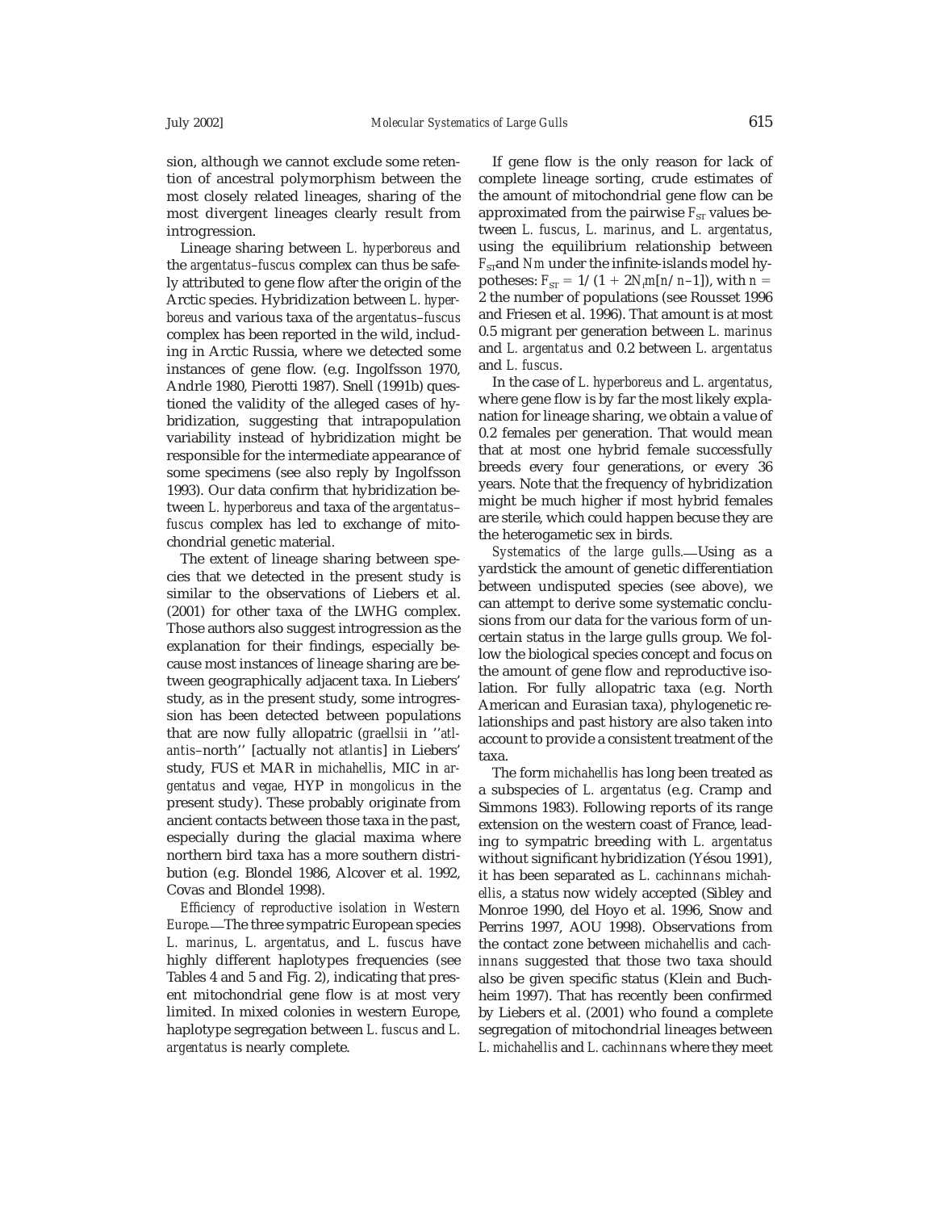sion, although we cannot exclude some retention of ancestral polymorphism between the most closely related lineages, sharing of the most divergent lineages clearly result from introgression.

Lineage sharing between *L. hyperboreus* and the *argentatus–fuscus* complex can thus be safely attributed to gene flow after the origin of the Arctic species. Hybridization between *L. hyperboreus* and various taxa of the *argentatus–fuscus* complex has been reported in the wild, including in Arctic Russia, where we detected some instances of gene flow. (e.g. Ingolfsson 1970, Andrle 1980, Pierotti 1987). Snell (1991b) questioned the validity of the alleged cases of hybridization, suggesting that intrapopulation variability instead of hybridization might be responsible for the intermediate appearance of some specimens (see also reply by Ingolfsson 1993). Our data confirm that hybridization between *L. hyperboreus* and taxa of the *argentatus–fuscus* complex has led to exchange of mitochondrial genetic material.

The extent of lineage sharing between species that we detected in the present study is similar to the observations of Liebers et al. (2001) for other taxa of the LWHG complex. Those authors also suggest introgression as the explanation for their findings, especially because most instances of lineage sharing are between geographically adjacent taxa. In Liebers' study, as in the present study, some introgression has been detected between populations that are now fully allopatric (*graellsii* in ''*atlantis*–north'' [actually not *atlantis*] in Liebers' study, FUS et MAR in *michahellis*, MIC in *argentatus* and *vegae*, HYP in *mongolicus* in the present study). These probably originate from ancient contacts between those taxa in the past, especially during the glacial maxima where northern bird taxa has a more southern distribution (e.g. Blondel 1986, Alcover et al. 1992, Covas and Blondel 1998).

*Efficiency of reproductive isolation in Western Europe.*—The three sympatric European species *L. marinus*, *L. argentatus*, and *L. fuscus* have highly different haplotypes frequencies (see Tables 4 and 5 and Fig. 2), indicating that present mitochondrial gene flow is at most very limited. In mixed colonies in western Europe, haplotype segregation between *L. fuscus* and *L. argentatus* is nearly complete.

If gene flow is the only reason for lack of complete lineage sorting, crude estimates of the amount of mitochondrial gene flow can be approximated from the pairwise $F_{ST}$ values between *L. fuscus*, *L. marinus*, and *L. argentatus*, using the equilibrium relationship between $F_{ST}$ and $Nm$ under the infinite-islands model hypotheses: $F_{ST} = 1/(1 + 2N_f m[n/n-1])$, with $n = 2$ the number of populations (see Rousset 1996 and Friesen et al. 1996). That amount is at most 0.5 migrant per generation between *L. marinus* and *L. argentatus* and 0.2 between *L. argentatus* and *L. fuscus*.

In the case of *L. hyperboreus* and *L. argentatus*, where gene flow is by far the most likely explanation for lineage sharing, we obtain a value of 0.2 females per generation. That would mean that at most one hybrid female successfully breeds every four generations, or every 36 years. Note that the frequency of hybridization might be much higher if most hybrid females are sterile, which could happen becuse they are the heterogametic sex in birds.

*Systematics of the large gulls.*—Using as a yardstick the amount of genetic differentiation between undisputed species (see above), we can attempt to derive some systematic conclusions from our data for the various form of uncertain status in the large gulls group. We follow the biological species concept and focus on the amount of gene flow and reproductive isolation. For fully allopatric taxa (e.g. North American and Eurasian taxa), phylogenetic relationships and past history are also taken into account to provide a consistent treatment of the taxa.

The form *michahellis* has long been treated as a subspecies of *L. argentatus* (e.g. Cramp and Simmons 1983). Following reports of its range extension on the western coast of France, leading to sympatric breeding with *L. argentatus* without significant hybridization (Yésou 1991), it has been separated as *L. cachinnans michahellis*, a status now widely accepted (Sibley and Monroe 1990, del Hoyo et al. 1996, Snow and Perrins 1997, AOU 1998). Observations from the contact zone between *michahellis* and *cachinnans* suggested that those two taxa should also be given specific status (Klein and Buchheim 1997). That has recently been confirmed by Liebers et al. (2001) who found a complete segregation of mitochondrial lineages between *L. michahellis* and *L. cachinnans* where they meet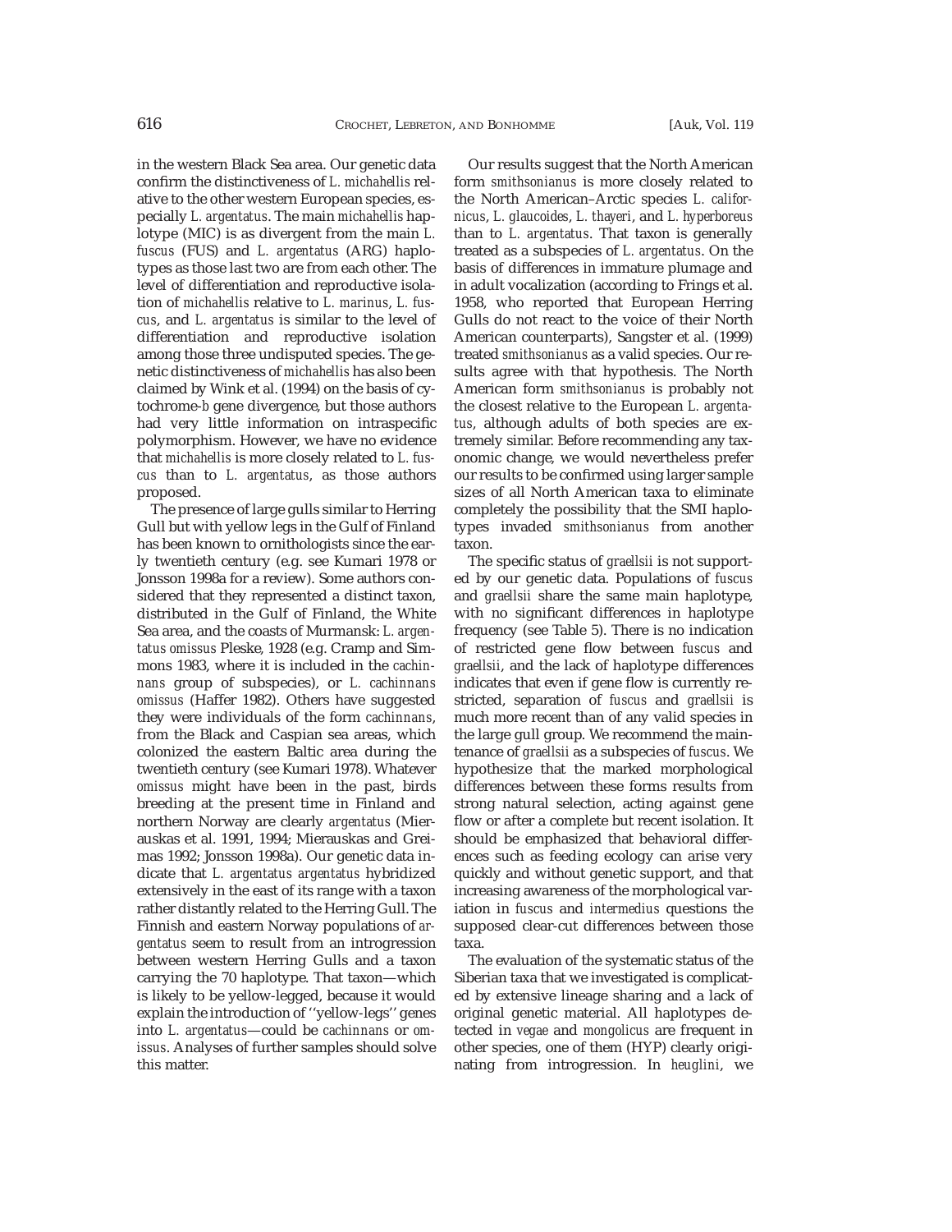in the western Black Sea area. Our genetic data confirm the distinctiveness of *L. michahellis* relative to the other western European species, especially *L. argentatus*. The main *michahellis* haplotype (MIC) is as divergent from the main *L. fuscus* (FUS) and *L. argentatus* (ARG) haplotypes as those last two are from each other. The level of differentiation and reproductive isolation of *michahellis* relative to *L. marinus*, *L. fuscus*, and *L. argentatus* is similar to the level of differentiation and reproductive isolation among those three undisputed species. The genetic distinctiveness of *michahellis* has also been claimed by Wink et al. (1994) on the basis of cytochrome-*b* gene divergence, but those authors had very little information on intraspecific polymorphism. However, we have no evidence that *michahellis* is more closely related to *L. fuscus* than to *L. argentatus*, as those authors proposed.

The presence of large gulls similar to Herring Gull but with yellow legs in the Gulf of Finland has been known to ornithologists since the early twentieth century (e.g. see Kumari 1978 or Jonsson 1998a for a review). Some authors considered that they represented a distinct taxon, distributed in the Gulf of Finland, the White Sea area, and the coasts of Murmansk: *L. argentatus omissus* Pleske, 1928 (e.g. Cramp and Simmons 1983, where it is included in the *cachinnans* group of subspecies), or *L. cachinnans omissus* (Haffer 1982). Others have suggested they were individuals of the form *cachinnans*, from the Black and Caspian sea areas, which colonized the eastern Baltic area during the twentieth century (see Kumari 1978). Whatever *omissus* might have been in the past, birds breeding at the present time in Finland and northern Norway are clearly *argentatus* (Mierauskas et al. 1991, 1994; Mierauskas and Greimas 1992; Jonsson 1998a). Our genetic data indicate that *L. argentatus argentatus* hybridized extensively in the east of its range with a taxon rather distantly related to the Herring Gull. The Finnish and eastern Norway populations of *argentatus* seem to result from an introgression between western Herring Gulls and a taxon carrying the 70 haplotype. That taxon—which is likely to be yellow-legged, because it would explain the introduction of ''yellow-legs'' genes into *L. argentatus*—could be *cachinnans* or *omissus*. Analyses of further samples should solve this matter.

Our results suggest that the North American form *smithsonianus* is more closely related to the North American–Arctic species *L. californicus*, *L. glaucoides*, *L. thayeri*, and *L. hyperboreus* than to *L. argentatus*. That taxon is generally treated as a subspecies of *L. argentatus*. On the basis of differences in immature plumage and in adult vocalization (according to Frings et al. 1958, who reported that European Herring Gulls do not react to the voice of their North American counterparts), Sangster et al. (1999) treated *smithsonianus* as a valid species. Our results agree with that hypothesis. The North American form *smithsonianus* is probably not the closest relative to the European *L. argentatus*, although adults of both species are extremely similar. Before recommending any taxonomic change, we would nevertheless prefer our results to be confirmed using larger sample sizes of all North American taxa to eliminate completely the possibility that the SMI haplotypes invaded *smithsonianus* from another taxon.

The specific status of *graellsii* is not supported by our genetic data. Populations of *fuscus* and *graellsii* share the same main haplotype, with no significant differences in haplotype frequency (see Table 5). There is no indication of restricted gene flow between *fuscus* and *graellsii*, and the lack of haplotype differences indicates that even if gene flow is currently restricted, separation of *fuscus* and *graellsii* is much more recent than of any valid species in the large gull group. We recommend the maintenance of *graellsii* as a subspecies of *fuscus*. We hypothesize that the marked morphological differences between these forms results from strong natural selection, acting against gene flow or after a complete but recent isolation. It should be emphasized that behavioral differences such as feeding ecology can arise very quickly and without genetic support, and that increasing awareness of the morphological variation in *fuscus* and *intermedius* questions the supposed clear-cut differences between those taxa.

The evaluation of the systematic status of the Siberian taxa that we investigated is complicated by extensive lineage sharing and a lack of original genetic material. All haplotypes detected in *vegae* and *mongolicus* are frequent in other species, one of them (HYP) clearly originating from introgression. In *heuglini*, we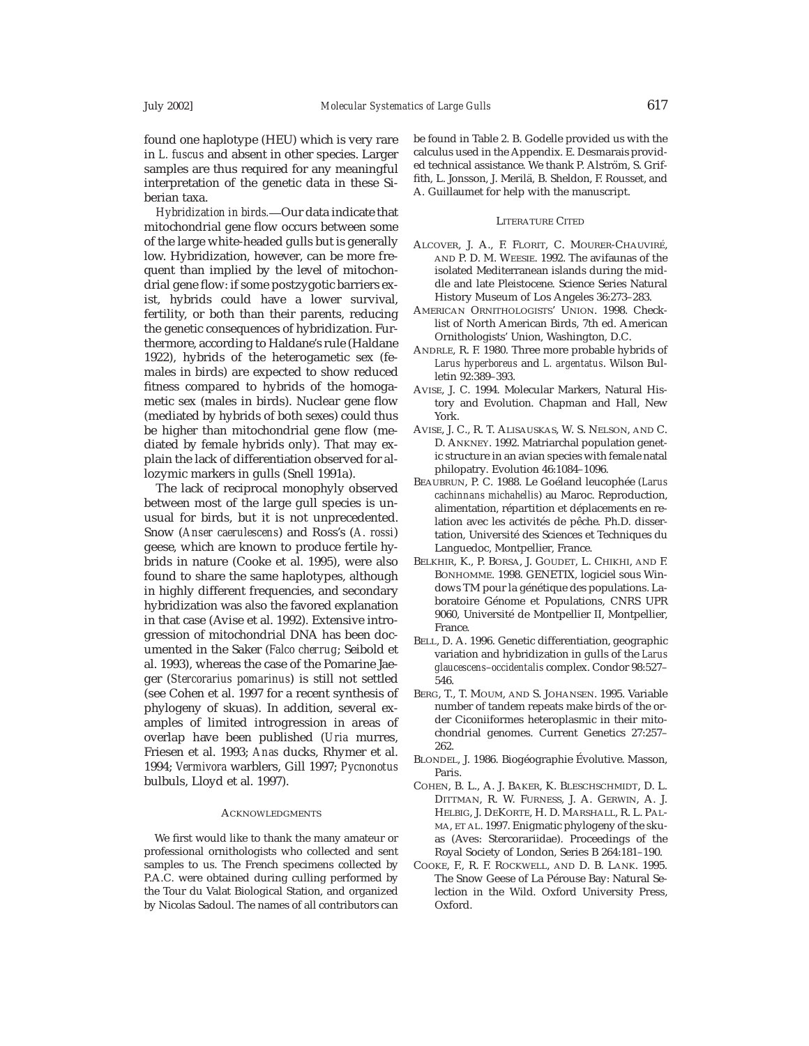found one haplotype (HEU) which is very rare in *L. fuscus* and absent in other species. Larger samples are thus required for any meaningful interpretation of the genetic data in these Siberian taxa.

*Hybridization in birds.*—Our data indicate that mitochondrial gene flow occurs between some of the large white-headed gulls but is generally low. Hybridization, however, can be more frequent than implied by the level of mitochondrial gene flow: if some postzygotic barriers exist, hybrids could have a lower survival, fertility, or both than their parents, reducing the genetic consequences of hybridization. Furthermore, according to Haldane's rule (Haldane 1922), hybrids of the heterogametic sex (females in birds) are expected to show reduced fitness compared to hybrids of the homogametic sex (males in birds). Nuclear gene flow (mediated by hybrids of both sexes) could thus be higher than mitochondrial gene flow (mediated by female hybrids only). That may explain the lack of differentiation observed for allozymic markers in gulls (Snell 1991a).

The lack of reciprocal monophyly observed between most of the large gull species is unusual for birds, but it is not unprecedented. Snow (*Anser caerulescens*) and Ross's (*A. rossi*) geese, which are known to produce fertile hybrids in nature (Cooke et al. 1995), were also found to share the same haplotypes, although in highly different frequencies, and secondary hybridization was also the favored explanation in that case (Avise et al. 1992). Extensive introgression of mitochondrial DNA has been documented in the Saker (*Falco cherrug*; Seibold et al. 1993), whereas the case of the Pomarine Jaeger (*Stercorarius pomarinus*) is still not settled (see Cohen et al. 1997 for a recent synthesis of phylogeny of skuas). In addition, several examples of limited introgression in areas of overlap have been published (*Uria* murres, Friesen et al. 1993; *Anas* ducks, Rhymer et al. 1994; *Vermivora* warblers, Gill 1997; *Pycnonotus* bulbuls, Lloyd et al. 1997).

## Acknowledgments

We first would like to thank the many amateur or professional ornithologists who collected and sent samples to us. The French specimens collected by P.A.C. were obtained during culling performed by the Tour du Valat Biological Station, and organized by Nicolas Sadoul. The names of all contributors can be found in Table 2. B. Godelle provided us with the calculus used in the Appendix. E. Desmarais provided technical assistance. We thank P. Alström, S. Griffith, L. Jonsson, J. Merilä, B. Sheldon, F. Rousset, and A. Guillaumet for help with the manuscript.

## Literature Cited

Alcover, J. A., F. Florit, C. Mourer-Chauviré, and P. D. M. Weesie. 1992. The avifaunas of the isolated Mediterranean islands during the middle and late Pleistocene. Science Series Natural History Museum of Los Angeles 36:273–283.

American Ornithologists' Union. 1998. Check-list of North American Birds, 7th ed. American Ornithologists' Union, Washington, D.C.

Andrle, R. F. 1980. Three more probable hybrids of *Larus hyperboreus* and *L. argentatus*. Wilson Bulletin 92:389–393.

Avise, J. C. 1994. Molecular Markers, Natural History and Evolution. Chapman and Hall, New York.

Avise, J. C., R. T. Alisauskas, W. S. Nelson, and C. D. Ankney. 1992. Matriarchal population genetic structure in an avian species with female natal philopatry. Evolution 46:1084–1096.

Beaubrun, P. C. 1988. Le Goéland leucophée (*Larus cachinnans michahellis*) au Maroc. Reproduction, alimentation, répartition et déplacements en relation avec les activités de pêche. Ph.D. dissertation, Université des Sciences et Techniques du Languedoc, Montpellier, France.

Belkhir, K., P. Borsa, J. Goudet, L. Chikhi, and F. Bonhomme. 1998. GENETIX, logiciel sous Windows TM pour la génétique des populations. Laboratoire Génome et Populations, CNRS UPR 9060, Université de Montpellier II, Montpellier, France.

Bell, D. A. 1996. Genetic differentiation, geographic variation and hybridization in gulls of the *Larus glaucescens–occidentalis* complex. Condor 98:527–546.

Berg, T., T. Moum, and S. Johansen. 1995. Variable number of tandem repeats make birds of the order Ciconiiformes heteroplasmic in their mitochondrial genomes. Current Genetics 27:257–262.

Blondel, J. 1986. Biogéographie Évolutive. Masson, Paris.

Cohen, B. L., A. J. Baker, K. Bleschschmidt, D. L. Dittman, R. W. Furness, J. A. Gerwin, A. J. Helbig, J. DeKorte, H. D. Marshall, R. L. Palma, et al. 1997. Enigmatic phylogeny of the skuas (Aves: Stercorariidae). Proceedings of the Royal Society of London, Series B 264:181–190.

Cooke, F., R. F. Rockwell, and D. B. Lank. 1995. The Snow Geese of La Pérouse Bay: Natural Selection in the Wild. Oxford University Press, Oxford.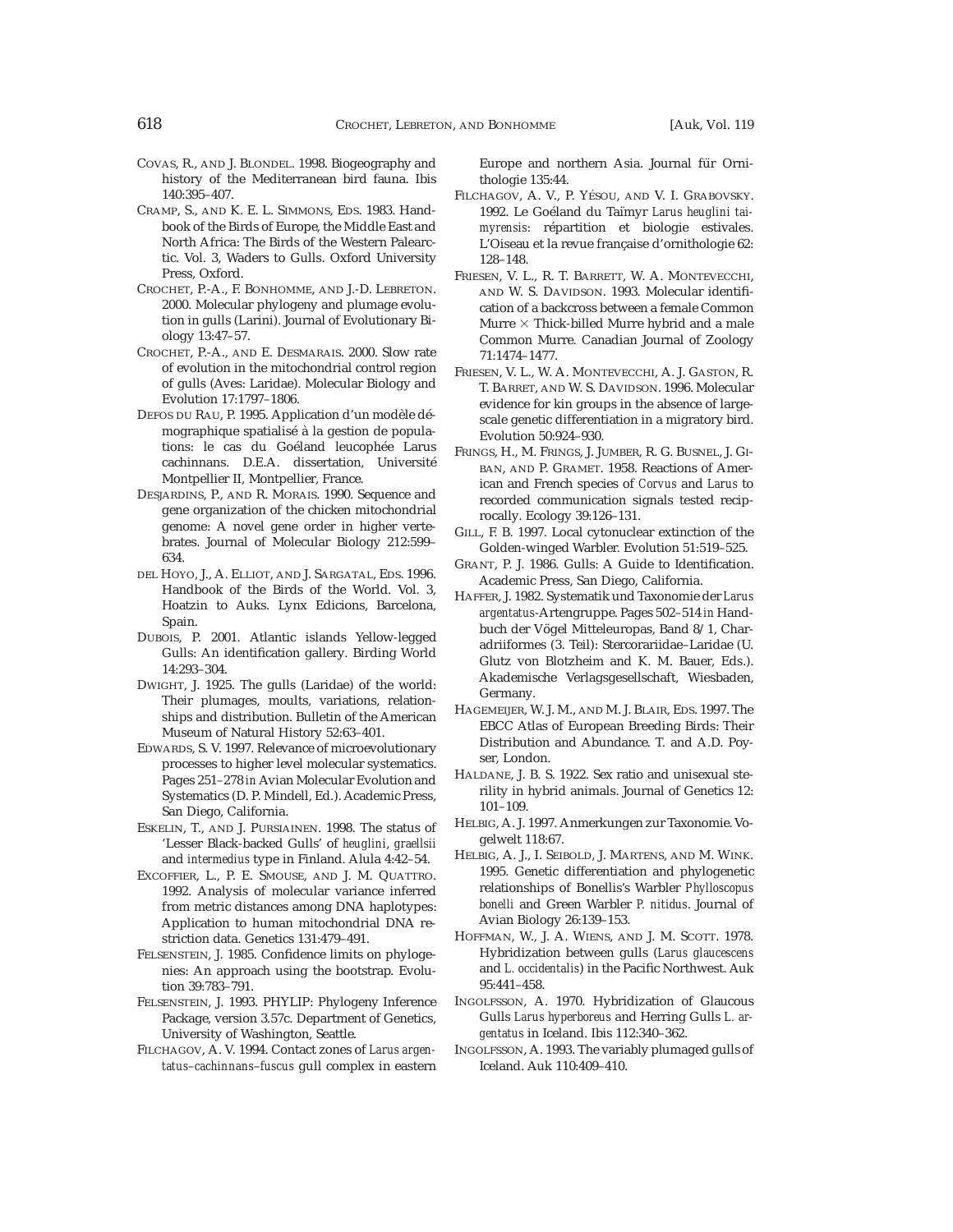COVAS, R., AND J. BLONDEL. 1998. Biogeography and history of the Mediterranean bird fauna. Ibis 140:395–407.

CRAMP, S., AND K. E. L. SIMMONS, EDS. 1983. Handbook of the Birds of Europe, the Middle East and North Africa: The Birds of the Western Palearctic. Vol. 3, Waders to Gulls. Oxford University Press, Oxford.

CROCHET, P.-A., F. BONHOMME, AND J.-D. LEBRETON. 2000. Molecular phylogeny and plumage evolution in gulls (Larini). Journal of Evolutionary Biology 13:47–57.

CROCHET, P.-A., AND E. DESMARAIS. 2000. Slow rate of evolution in the mitochondrial control region of gulls (Aves: Laridae). Molecular Biology and Evolution 17:1797–1806.

DEFOS DU RAU, P. 1995. Application d'un modèle démographique spatialisé à la gestion de populations: le cas du Goéland leucophée Larus cachinnans. D.E.A. dissertation, Université Montpellier II, Montpellier, France.

DESJARDINS, P., AND R. MORAIS. 1990. Sequence and gene organization of the chicken mitochondrial genome: A novel gene order in higher vertebrates. Journal of Molecular Biology 212:599–634.

DEL HOYO, J., A. ELLIOT, AND J. SARGATAL, EDS. 1996. Handbook of the Birds of the World. Vol. 3, Hoatzin to Auks. Lynx Edicions, Barcelona, Spain.

DUBOIS, P. 2001. Atlantic islands Yellow-legged Gulls: An identification gallery. Birding World 14:293–304.

DWIGHT, J. 1925. The gulls (Laridae) of the world: Their plumages, moults, variations, relationships and distribution. Bulletin of the American Museum of Natural History 52:63–401.

EDWARDS, S. V. 1997. Relevance of microevolutionary processes to higher level molecular systematics. Pages 251–278 *in* Avian Molecular Evolution and Systematics (D. P. Mindell, Ed.). Academic Press, San Diego, California.

ESKELIN, T., AND J. PURSIAINEN. 1998. The status of 'Lesser Black-backed Gulls' of *heuglini*, *graellsii* and *intermedius* type in Finland. Alula 4:42–54.

EXCOFFIER, L., P. E. SMOUSE, AND J. M. QUATTRO. 1992. Analysis of molecular variance inferred from metric distances among DNA haplotypes: Application to human mitochondrial DNA restriction data. Genetics 131:479–491.

FELSENSTEIN, J. 1985. Confidence limits on phylogenies: An approach using the bootstrap. Evolution 39:783–791.

FELSENSTEIN, J. 1993. PHYLIP: Phylogeny Inference Package, version 3.57c. Department of Genetics, University of Washington, Seattle.

FILCHAGOV, A. V. 1994. Contact zones of *Larus argentatus–cachinnans–fuscus* gull complex in eastern Europe and northern Asia. Journal für Ornithologie 135:44.

FILCHAGOV, A. V., P. YÉSOU, AND V. I. GRABOVSKY. 1992. Le Goéland du Taïmyr *Larus heuglini taimyrensis*: répartition et biologie estivales. L'Oiseau et la revue française d'ornithologie 62: 128–148.

FRIESEN, V. L., R. T. BARRETT, W. A. MONTEVECCHI, AND W. S. DAVIDSON. 1993. Molecular identification of a backcross between a female Common Murre × Thick-billed Murre hybrid and a male Common Murre. Canadian Journal of Zoology 71:1474–1477.

FRIESEN, V. L., W. A. MONTEVECCHI, A. J. GASTON, R. T. BARRET, AND W. S. DAVIDSON. 1996. Molecular evidence for kin groups in the absence of large-scale genetic differentiation in a migratory bird. Evolution 50:924–930.

FRINGS, H., M. FRINGS, J. JUMBER, R. G. BUSNEL, J. GIBAN, AND P. GRAMET. 1958. Reactions of American and French species of *Corvus* and *Larus* to recorded communication signals tested reciprocally. Ecology 39:126–131.

GILL, F. B. 1997. Local cytonuclear extinction of the Golden-winged Warbler. Evolution 51:519–525.

GRANT, P. J. 1986. Gulls: A Guide to Identification. Academic Press, San Diego, California.

HAFFER, J. 1982. Systematik und Taxonomie der *Larus argentatus*-Artengruppe. Pages 502–514 *in* Handbuch der Vögel Mitteleuropas, Band 8/1, Charadriiformes (3. Teil): Stercorariidae–Laridae (U. Glutz von Blotzheim and K. M. Bauer, Eds.). Akademische Verlagsgesellschaft, Wiesbaden, Germany.

HAGEMEIJER, W. J. M., AND M. J. BLAIR, EDS. 1997. The EBCC Atlas of European Breeding Birds: Their Distribution and Abundance. T. and A.D. Poyser, London.

HALDANE, J. B. S. 1922. Sex ratio and unisexual sterility in hybrid animals. Journal of Genetics 12: 101–109.

HELBIG, A. J. 1997. Anmerkungen zur Taxonomie. Vogelwelt 118:67.

HELBIG, A. J., I. SEIBOLD, J. MARTENS, AND M. WINK. 1995. Genetic differentiation and phylogenetic relationships of Bonellis's Warbler *Phylloscopus bonelli* and Green Warbler *P. nitidus*. Journal of Avian Biology 26:139–153.

HOFFMAN, W., J. A. WIENS, AND J. M. SCOTT. 1978. Hybridization between gulls (*Larus glaucescens* and *L. occidentalis*) in the Pacific Northwest. Auk 95:441–458.

INGOLFSSON, A. 1970. Hybridization of Glaucous Gulls *Larus hyperboreus* and Herring Gulls *L. argentatus* in Iceland. Ibis 112:340–362.

INGOLFSSON, A. 1993. The variably plumaged gulls of Iceland. Auk 110:409–410.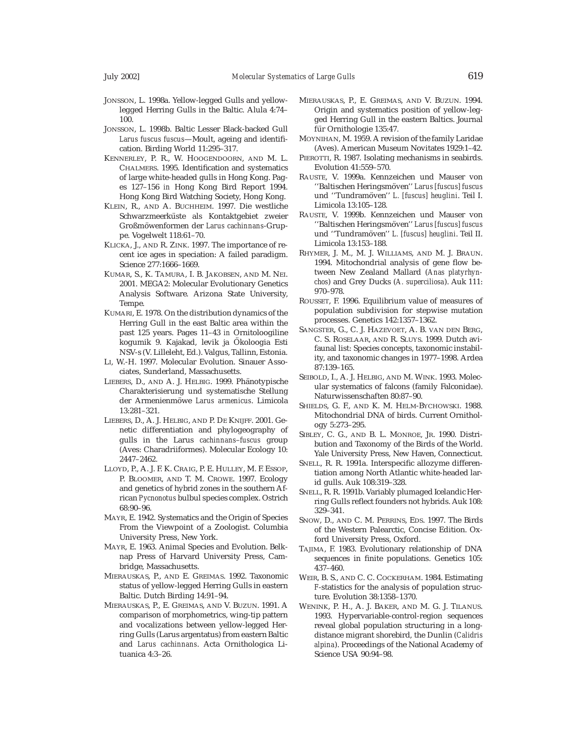JONSSON, L. 1998a. Yellow-legged Gulls and yellow-legged Herring Gulls in the Baltic. Alula 4:74–100.

JONSSON, L. 1998b. Baltic Lesser Black-backed Gull *Larus fuscus fuscus*—Moult, ageing and identification. Birding World 11:295–317.

KENNERLEY, P. R., W. HOOGENDOORN, AND M. L. CHALMERS. 1995. Identification and systematics of large white-headed gulls in Hong Kong. Pages 127–156 *in* Hong Kong Bird Report 1994. Hong Kong Bird Watching Society, Hong Kong.

KLEIN, R., AND A. BUCHHEIM. 1997. Die westliche Schwarzmeerküste als Kontaktgebiet zweier Großmöwenformen der *Larus cachinnans*-Gruppe. Vogelwelt 118:61–70.

KLICKA, J., AND R. ZINK. 1997. The importance of recent ice ages in speciation: A failed paradigm. Science 277:1666–1669.

KUMAR, S., K. TAMURA, I. B. JAKOBSEN, AND M. NEI. 2001. MEGA2: Molecular Evolutionary Genetics Analysis Software. Arizona State University, Tempe.

KUMARI, E. 1978. On the distribution dynamics of the Herring Gull in the east Baltic area within the past 125 years. Pages 11–43 *in* Ornitoloogiline kogumik 9. Kajakad, levik ja Ökoloogia Esti NSV-s (V. Lilleleht, Ed.). Valgus, Tallinn, Estonia.

LI, W.-H. 1997. Molecular Evolution. Sinauer Associates, Sunderland, Massachusetts.

LIEBERS, D., AND A. J. HELBIG. 1999. Phänotypische Charakterisierung und systematische Stellung der Armenienmöwe *Larus armenicus*. Limicola 13:281–321.

LIEBERS, D., A. J. HELBIG, AND P. DE KNIJFF. 2001. Genetic differentiation and phylogeography of gulls in the Larus *cachinnans–fuscus* group (Aves: Charadriiformes). Molecular Ecology 10: 2447–2462.

LLOYD, P., A. J. F. K. CRAIG, P. E. HULLEY, M. F. ESSOP, P. BLOOMER, AND T. M. CROWE. 1997. Ecology and genetics of hybrid zones in the southern African *Pycnonotus* bulbul species complex. Ostrich 68:90–96.

MAYR, E. 1942. Systematics and the Origin of Species From the Viewpoint of a Zoologist. Columbia University Press, New York.

MAYR, E. 1963. Animal Species and Evolution. Belknap Press of Harvard University Press, Cambridge, Massachusetts.

MIERAUSKAS, P., AND E. GREIMAS. 1992. Taxonomic status of yellow-legged Herring Gulls in eastern Baltic. Dutch Birding 14:91–94.

MIERAUSKAS, P., E. GREIMAS, AND V. BUZUN. 1991. A comparison of morphometrics, wing-tip pattern and vocalizations between yellow-legged Herring Gulls (Larus argentatus) from eastern Baltic and *Larus cachinnans*. Acta Ornithologica Lituanica 4:3–26.

MIERAUSKAS, P., E. GREIMAS, AND V. BUZUN. 1994. Origin and systematics position of yellow-legged Herring Gull in the eastern Baltics. Journal für Ornithologie 135:47.

MOYNIHAN, M. 1959. A revision of the family Laridae (Aves). American Museum Novitates 1929:1–42.

PIEROTTI, R. 1987. Isolating mechanisms in seabirds. Evolution 41:559–570.

RAUSTE, V. 1999a. Kennzeichen und Mauser von ''Baltischen Heringsmöven'' *Larus [fuscus] fuscus* und ''Tundramöven'' *L. [fuscus] heuglini*. Teil I. Limicola 13:105–128.

RAUSTE, V. 1999b. Kennzeichen und Mauser von ''Baltischen Heringsmöven'' *Larus [fuscus] fuscus* und ''Tundramöven'' *L. [fuscus] heuglini*. Teil II. Limicola 13:153–188.

RHYMER, J. M., M. J. WILLIAMS, AND M. J. BRAUN. 1994. Mitochondrial analysis of gene flow between New Zealand Mallard (*Anas platyrhynchos*) and Grey Ducks (*A. superciliosa*). Auk 111: 970–978.

ROUSSET, F. 1996. Equilibrium value of measures of population subdivision for stepwise mutation processes. Genetics 142:1357–1362.

SANGSTER, G., C. J. HAZEVOET, A. B. VAN DEN BERG, C. S. ROSELAAR, AND R. SLUYS. 1999. Dutch avifaunal list: Species concepts, taxonomic instability, and taxonomic changes in 1977–1998. Ardea 87:139–165.

SEIBOLD, I., A. J. HELBIG, AND M. WINK. 1993. Molecular systematics of falcons (family Falconidae). Naturwissenschaften 80:87–90.

SHIELDS, G. F., AND K. M. HELM-BYCHOWSKI. 1988. Mitochondrial DNA of birds. Current Ornithology 5:273–295.

SIBLEY, C. G., AND B. L. MONROE, JR. 1990. Distribution and Taxonomy of the Birds of the World. Yale University Press, New Haven, Connecticut.

SNELL, R. R. 1991a. Interspecific allozyme differentiation among North Atlantic white-headed larid gulls. Auk 108:319–328.

SNELL, R. R. 1991b. Variably plumaged Icelandic Herring Gulls reflect founders not hybrids. Auk 108: 329–341.

SNOW, D., AND C. M. PERRINS, EDS. 1997. The Birds of the Western Palearctic, Concise Edition. Oxford University Press, Oxford.

TAJIMA, F. 1983. Evolutionary relationship of DNA sequences in finite populations. Genetics 105: 437–460.

WEIR, B. S., AND C. C. COCKERHAM. 1984. Estimating *F*-statistics for the analysis of population structure. Evolution 38:1358–1370.

WENINK, P. H., A. J. BAKER, AND M. G. J. TILANUS. 1993. Hypervariable-control-region sequences reveal global population structuring in a long-distance migrant shorebird, the Dunlin (*Calidris alpina*). Proceedings of the National Academy of Science USA 90:94–98.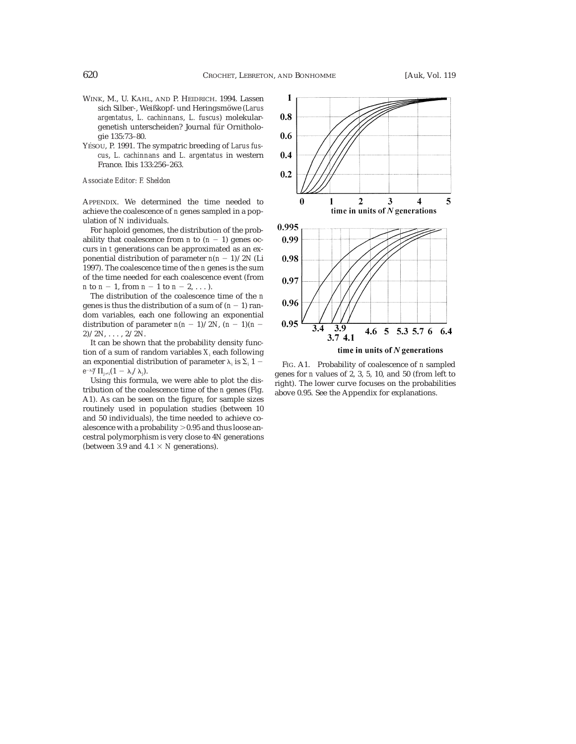WINK, M., U. KAHL, AND P. HEIDRICH. 1994. Lassen sich Silber-, Weißkopf- und Heringsmöwe (*Larus argentatus*, *L. cachinnans*, *L. fuscus*) molekulargenetish unterscheiden? Journal für Ornithologie 135:73–80.

YÉSOU, P. 1991. The sympatric breeding of *Larus fuscus*, *L. cachinnans* and *L. argentatus* in western France. Ibis 133:256–263.

*Associate Editor: F. Sheldon*

APPENDIX. We determined the time needed to achieve the coalescence of $n$ genes sampled in a population of $N$ individuals.

For haploid genomes, the distribution of the probability that coalescence from $n$ to $(n - 1)$ genes occurs in $t$ generations can be approximated as an exponential distribution of parameter $n(n - 1)/2N$ (Li 1997). The coalescence time of the $n$ genes is the sum of the time needed for each coalescence event (from $n$ to $n - 1$, from $n - 1$ to $n - 2$, . . . ).

The distribution of the coalescence time of the $n$ genes is thus the distribution of a sum of $(n - 1)$ random variables, each one following an exponential distribution of parameter $n(n - 1)/2N$, $(n - 1)(n - 2)/2N$, . . . , $2/2N$.

It can be shown that the probability density function of a sum of random variables $X_i$ each following an exponential distribution of parameter $\lambda_i$ is $\Sigma_i\, 1 - e^{-\lambda_i t}/\Pi_{j\neq i}(1 - \lambda_i/\lambda_j)$.

Using this formula, we were able to plot the distribution of the coalescence time of the $n$ genes (Fig. A1). As can be seen on the figure, for sample sizes routinely used in population studies (between 10 and 50 individuals), the time needed to achieve coalescence with a probability >0.95 and thus loose ancestral polymorphism is very close to $4N$ generations (between 3.9 and $4.1 \times N$ generations).

1
0.8
0.6
0.4
0.2
0 1 2 3 4 5
time in units of N generations

0.995
0.99
0.98
0.97
0.96
0.95
3.4 3.9 4.6 5 5.3 5.7 6 6.4
3.7 4.1
time in units of N generations

FIG. A1. Probability of coalescence of $n$ sampled genes for $n$ values of 2, 3, 5, 10, and 50 (from left to right). The lower curve focuses on the probabilities above 0.95. See the Appendix for explanations.